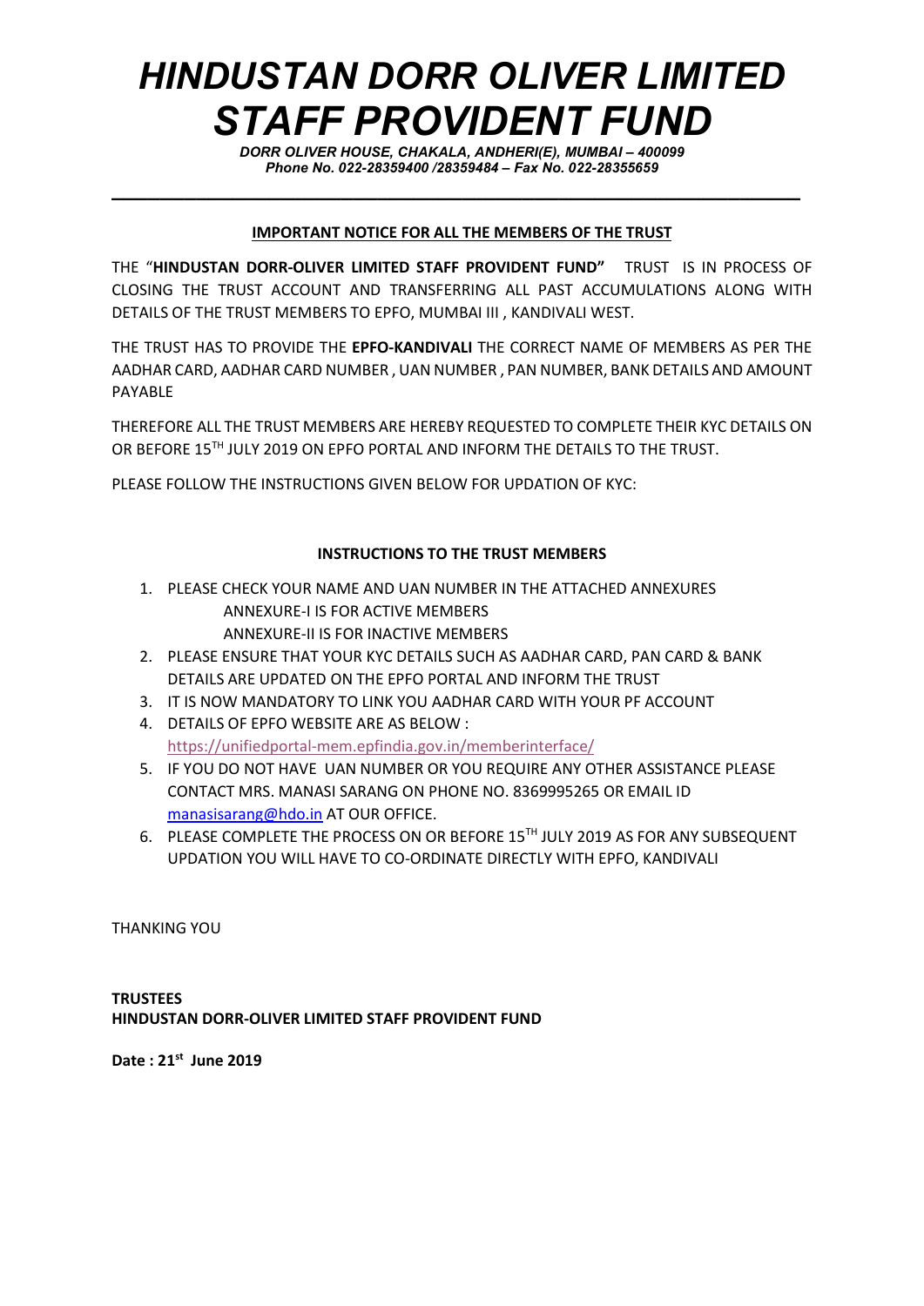# *HINDUSTAN DORR OLIVER LIMITED STAFF PROVIDENT FUND*

***DORR OLIVER HOUSE, CHAKALA, ANDHERI(E), MUMBAI – 400099***
***Phone No. 022-28359400 /28359484 – Fax No. 022-28355659***

---

**IMPORTANT NOTICE FOR ALL THE MEMBERS OF THE TRUST**

THE "**HINDUSTAN DORR-OLIVER LIMITED STAFF PROVIDENT FUND"** TRUST IS IN PROCESS OF CLOSING THE TRUST ACCOUNT AND TRANSFERRING ALL PAST ACCUMULATIONS ALONG WITH DETAILS OF THE TRUST MEMBERS TO EPFO, MUMBAI III , KANDIVALI WEST.

THE TRUST HAS TO PROVIDE THE **EPFO-KANDIVALI** THE CORRECT NAME OF MEMBERS AS PER THE AADHAR CARD, AADHAR CARD NUMBER , UAN NUMBER , PAN NUMBER, BANK DETAILS AND AMOUNT PAYABLE

THEREFORE ALL THE TRUST MEMBERS ARE HEREBY REQUESTED TO COMPLETE THEIR KYC DETAILS ON OR BEFORE 15TH JULY 2019 ON EPFO PORTAL AND INFORM THE DETAILS TO THE TRUST.

PLEASE FOLLOW THE INSTRUCTIONS GIVEN BELOW FOR UPDATION OF KYC:

**INSTRUCTIONS TO THE TRUST MEMBERS**

1. PLEASE CHECK YOUR NAME AND UAN NUMBER IN THE ATTACHED ANNEXURES
   ANNEXURE-I IS FOR ACTIVE MEMBERS
   ANNEXURE-II IS FOR INACTIVE MEMBERS
2. PLEASE ENSURE THAT YOUR KYC DETAILS SUCH AS AADHAR CARD, PAN CARD & BANK DETAILS ARE UPDATED ON THE EPFO PORTAL AND INFORM THE TRUST
3. IT IS NOW MANDATORY TO LINK YOU AADHAR CARD WITH YOUR PF ACCOUNT
4. DETAILS OF EPFO WEBSITE ARE AS BELOW :
   https://unifiedportal-mem.epfindia.gov.in/memberinterface/
5. IF YOU DO NOT HAVE UAN NUMBER OR YOU REQUIRE ANY OTHER ASSISTANCE PLEASE CONTACT MRS. MANASI SARANG ON PHONE NO. 8369995265 OR EMAIL ID manasisarang@hdo.in AT OUR OFFICE.
6. PLEASE COMPLETE THE PROCESS ON OR BEFORE 15TH JULY 2019 AS FOR ANY SUBSEQUENT UPDATION YOU WILL HAVE TO CO-ORDINATE DIRECTLY WITH EPFO, KANDIVALI

THANKING YOU

**TRUSTEES**
**HINDUSTAN DORR-OLIVER LIMITED STAFF PROVIDENT FUND**

**Date : 21st June 2019**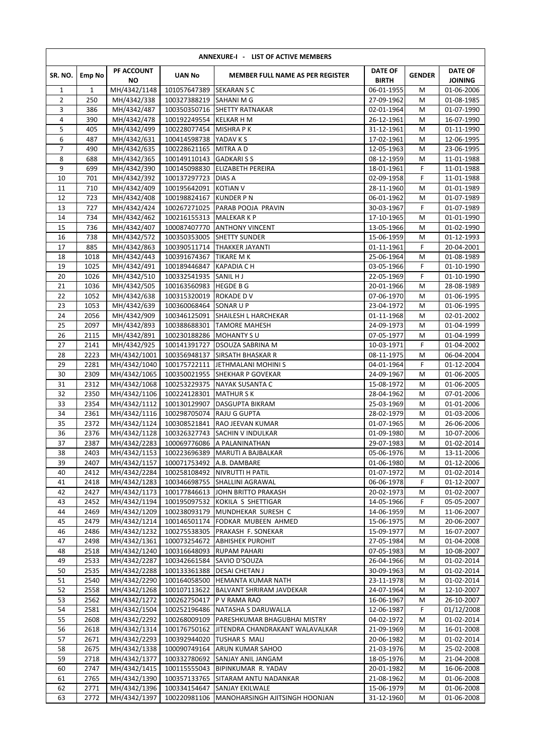| ANNEXURE-I - LIST OF ACTIVE MEMBERS | | | | | | | |
|---|---|---|---|---|---|---|---|
| SR. NO. | Emp No | PF ACCOUNT NO | UAN No | MEMBER FULL NAME AS PER REGISTER | DATE OF BIRTH | GENDER | DATE OF JOINING |
| 1 | 1 | MH/4342/1148 | 101057647389 | SEKARAN S C | 06-01-1955 | M | 01-06-2006 |
| 2 | 250 | MH/4342/338 | 100327388219 | SAHANI M G | 27-09-1962 | M | 01-08-1985 |
| 3 | 386 | MH/4342/487 | 100350350716 | SHETTY RATNAKAR | 02-01-1964 | M | 01-07-1990 |
| 4 | 390 | MH/4342/478 | 100192249554 | KELKAR H M | 26-12-1961 | M | 16-07-1990 |
| 5 | 405 | MH/4342/499 | 100228077454 | MISHRA P K | 31-12-1961 | M | 01-11-1990 |
| 6 | 487 | MH/4342/631 | 100414598738 | YADAV K S | 17-02-1961 | M | 12-06-1995 |
| 7 | 490 | MH/4342/635 | 100228621165 | MITRA A D | 12-05-1963 | M | 23-06-1995 |
| 8 | 688 | MH/4342/365 | 100149110143 | GADKARI S S | 08-12-1959 | M | 11-01-1988 |
| 9 | 699 | MH/4342/390 | 100145098830 | ELIZABETH PEREIRA | 18-01-1961 | F | 11-01-1988 |
| 10 | 701 | MH/4342/392 | 100137297723 | DIAS A | 02-09-1958 | F | 11-01-1988 |
| 11 | 710 | MH/4342/409 | 100195642091 | KOTIAN V | 28-11-1960 | M | 01-01-1989 |
| 12 | 723 | MH/4342/408 | 100198824167 | KUNDER P N | 06-01-1962 | M | 01-07-1989 |
| 13 | 727 | MH/4342/424 | 100267271025 | PARAB POOJA PRAVIN | 30-03-1967 | F | 01-07-1989 |
| 14 | 734 | MH/4342/462 | 100216155313 | MALEKAR K P | 17-10-1965 | M | 01-01-1990 |
| 15 | 736 | MH/4342/407 | 100087407770 | ANTHONY VINCENT | 13-05-1966 | M | 01-02-1990 |
| 16 | 738 | MH/4342/572 | 100350353005 | SHETTY SUNDER | 15-06-1959 | M | 01-12-1993 |
| 17 | 885 | MH/4342/863 | 100390511714 | THAKKER JAYANTI | 01-11-1961 | F | 20-04-2001 |
| 18 | 1018 | MH/4342/443 | 100391674367 | TIKARE M K | 25-06-1964 | M | 01-08-1989 |
| 19 | 1025 | MH/4342/491 | 100189446847 | KAPADIA C H | 03-05-1966 | F | 01-10-1990 |
| 20 | 1026 | MH/4342/510 | 100332541935 | SANIL H J | 22-05-1969 | F | 01-10-1990 |
| 21 | 1036 | MH/4342/505 | 100163560983 | HEGDE B G | 20-01-1966 | M | 28-08-1989 |
| 22 | 1052 | MH/4342/638 | 100315320019 | ROKADE D V | 07-06-1970 | M | 01-06-1995 |
| 23 | 1053 | MH/4342/639 | 100360068464 | SONAR U P | 23-04-1972 | M | 01-06-1995 |
| 24 | 2056 | MH/4342/909 | 100346125091 | SHAILESH L HARCHEKAR | 01-11-1968 | M | 02-01-2002 |
| 25 | 2097 | MH/4342/893 | 100388688301 | TAMORE MAHESH | 24-09-1973 | M | 01-04-1999 |
| 26 | 2115 | MH/4342/891 | 100230188286 | MOHANTY S U | 07-05-1977 | M | 01-04-1999 |
| 27 | 2141 | MH/4342/925 | 100141391727 | DSOUZA SABRINA M | 10-03-1971 | F | 01-04-2002 |
| 28 | 2223 | MH/4342/1001 | 100356948137 | SIRSATH BHASKAR R | 08-11-1975 | M | 06-04-2004 |
| 29 | 2281 | MH/4342/1040 | 100175722111 | JETHMALANI MOHINI S | 04-01-1964 | F | 01-12-2004 |
| 30 | 2309 | MH/4342/1065 | 100350021955 | SHEKHAR P GOVEKAR | 24-09-1967 | M | 01-06-2005 |
| 31 | 2312 | MH/4342/1068 | 100253229375 | NAYAK SUSANTA C | 15-08-1972 | M | 01-06-2005 |
| 32 | 2350 | MH/4342/1106 | 100224128301 | MATHUR S K | 28-04-1962 | M | 07-01-2006 |
| 33 | 2354 | MH/4342/1112 | 100130129907 | DASGUPTA BIKRAM | 25-03-1969 | M | 01-01-2006 |
| 34 | 2361 | MH/4342/1116 | 100298705074 | RAJU G GUPTA | 28-02-1979 | M | 01-03-2006 |
| 35 | 2372 | MH/4342/1124 | 100308521841 | RAO JEEVAN KUMAR | 01-07-1965 | M | 26-06-2006 |
| 36 | 2376 | MH/4342/1128 | 100326327743 | SACHIN V INDULKAR | 01-09-1980 | M | 10-07-2006 |
| 37 | 2387 | MH/4342/2283 | 100069776086 | A PALANINATHAN | 29-07-1983 | M | 01-02-2014 |
| 38 | 2403 | MH/4342/1153 | 100223696389 | MARUTI A BAJBALKAR | 05-06-1976 | M | 13-11-2006 |
| 39 | 2407 | MH/4342/1157 | 100071753492 | A.B. DAMBARE | 01-06-1980 | M | 01-12-2006 |
| 40 | 2412 | MH/4342/2284 | 100258108492 | NIVRUTTI H PATIL | 01-07-1972 | M | 01-02-2014 |
| 41 | 2418 | MH/4342/1283 | 100346698755 | SHALLINI AGRAWAL | 06-06-1978 | F | 01-12-2007 |
| 42 | 2427 | MH/4342/1173 | 100177846613 | JOHN BRITTO PRAKASH | 20-02-1973 | M | 01-02-2007 |
| 43 | 2452 | MH/4342/1194 | 100195097532 | KOKILA S SHETTIGAR | 14-05-1966 | F | 05-05-2007 |
| 44 | 2469 | MH/4342/1209 | 100238093179 | MUNDHEKAR SURESH C | 14-06-1959 | M | 11-06-2007 |
| 45 | 2479 | MH/4342/1214 | 100146501174 | FODKAR MUBEEN AHMED | 15-06-1975 | M | 20-06-2007 |
| 46 | 2486 | MH/4342/1232 | 100275538305 | PRAKASH F. SONEKAR | 15-09-1977 | M | 16-07-2007 |
| 47 | 2498 | MH/4342/1361 | 100073254672 | ABHISHEK PUROHIT | 27-05-1984 | M | 01-04-2008 |
| 48 | 2518 | MH/4342/1240 | 100316648093 | RUPAM PAHARI | 07-05-1983 | M | 10-08-2007 |
| 49 | 2533 | MH/4342/2287 | 100342661584 | SAVIO D'SOUZA | 26-04-1966 | M | 01-02-2014 |
| 50 | 2535 | MH/4342/2288 | 100133361388 | DESAI CHETAN J | 30-09-1963 | M | 01-02-2014 |
| 51 | 2540 | MH/4342/2290 | 100164058500 | HEMANTA KUMAR NATH | 23-11-1978 | M | 01-02-2014 |
| 52 | 2558 | MH/4342/1268 | 100107113622 | BALVANT SHRIRAM JAVDEKAR | 24-07-1964 | M | 12-10-2007 |
| 53 | 2562 | MH/4342/1272 | 100262750417 | P V RAMA RAO | 16-06-1967 | M | 26-10-2007 |
| 54 | 2581 | MH/4342/1504 | 100252196486 | NATASHA S DARUWALLA | 12-06-1987 | F | 01/12/2008 |
| 55 | 2608 | MH/4342/2292 | 100268009109 | PARESHKUMAR BHAGUBHAI MISTRY | 04-02-1972 | M | 01-02-2014 |
| 56 | 2618 | MH/4342/1314 | 100176750162 | JITENDRA CHANDRAKANT WALAVALKAR | 21-09-1969 | M | 16-01-2008 |
| 57 | 2671 | MH/4342/2293 | 100392944020 | TUSHAR S MALI | 20-06-1982 | M | 01-02-2014 |
| 58 | 2675 | MH/4342/1338 | 100090749164 | ARUN KUMAR SAHOO | 21-03-1976 | M | 25-02-2008 |
| 59 | 2718 | MH/4342/1377 | 100332780692 | SANJAY ANIL JANGAM | 18-05-1976 | M | 21-04-2008 |
| 60 | 2747 | MH/4342/1415 | 100115555043 | BIPINKUMAR R. YADAV | 20-01-1982 | M | 16-06-2008 |
| 61 | 2765 | MH/4342/1390 | 100357133765 | SITARAM ANTU NADANKAR | 21-08-1962 | M | 01-06-2008 |
| 62 | 2771 | MH/4342/1396 | 100334154647 | SANJAY EKILWALE | 15-06-1979 | M | 01-06-2008 |
| 63 | 2772 | MH/4342/1397 | 100220981106 | MANOHARSINGH AJITSINGH HOONJAN | 31-12-1960 | M | 01-06-2008 |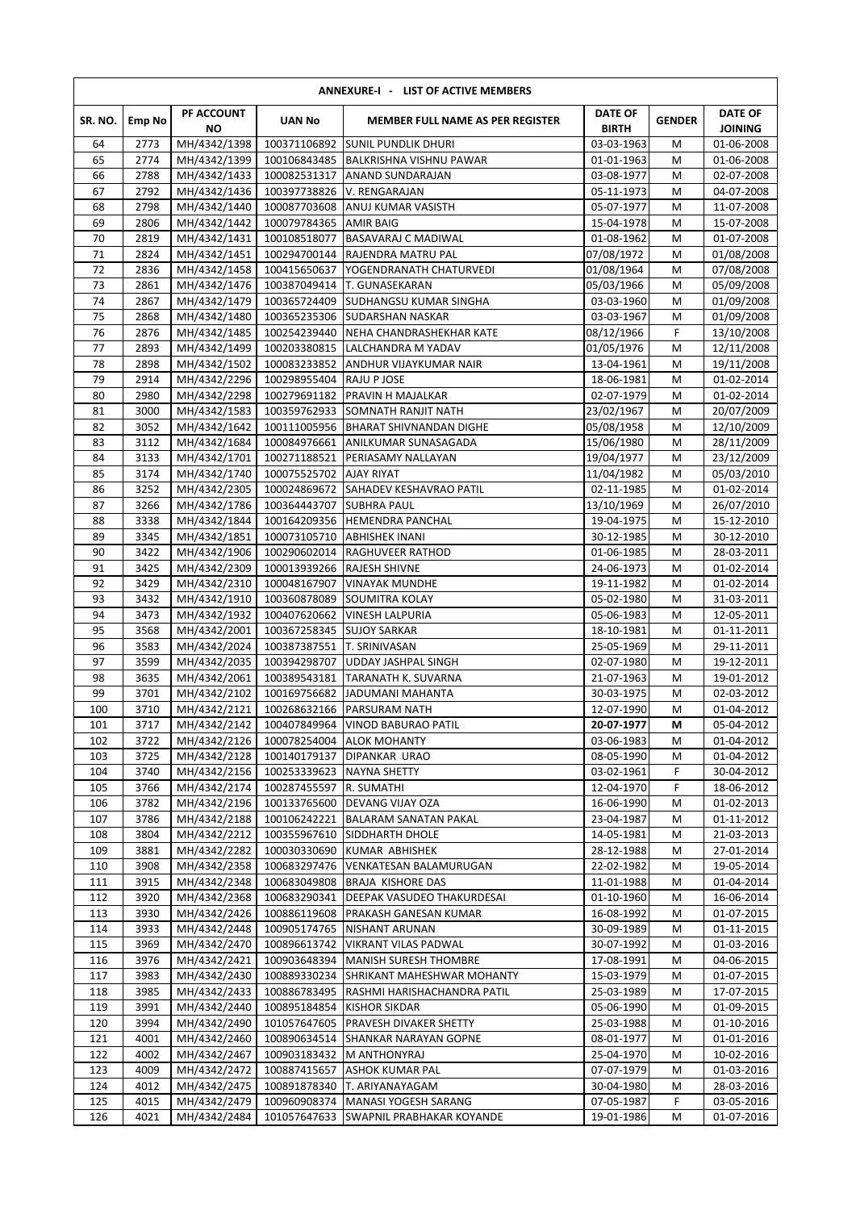| ANNEXURE-I - LIST OF ACTIVE MEMBERS | | | | | | | |
|---|---|---|---|---|---|---|---|
| SR. NO. | Emp No | PF ACCOUNT NO | UAN No | MEMBER FULL NAME AS PER REGISTER | DATE OF BIRTH | GENDER | DATE OF JOINING |
| 64 | 2773 | MH/4342/1398 | 100371106892 | SUNIL PUNDLIK DHURI | 03-03-1963 | M | 01-06-2008 |
| 65 | 2774 | MH/4342/1399 | 100106843485 | BALKRISHNA VISHNU PAWAR | 01-01-1963 | M | 01-06-2008 |
| 66 | 2788 | MH/4342/1433 | 100082531317 | ANAND SUNDARAJAN | 03-08-1977 | M | 02-07-2008 |
| 67 | 2792 | MH/4342/1436 | 100397738826 | V. RENGARAJAN | 05-11-1973 | M | 04-07-2008 |
| 68 | 2798 | MH/4342/1440 | 100087703608 | ANUJ KUMAR VASISTH | 05-07-1977 | M | 11-07-2008 |
| 69 | 2806 | MH/4342/1442 | 100079784365 | AMIR BAIG | 15-04-1978 | M | 15-07-2008 |
| 70 | 2819 | MH/4342/1431 | 100108518077 | BASAVARAJ C MADIWAL | 01-08-1962 | M | 01-07-2008 |
| 71 | 2824 | MH/4342/1451 | 100294700144 | RAJENDRA MATRU PAL | 07/08/1972 | M | 01/08/2008 |
| 72 | 2836 | MH/4342/1458 | 100415650637 | YOGENDRANATH CHATURVEDI | 01/08/1964 | M | 07/08/2008 |
| 73 | 2861 | MH/4342/1476 | 100387049414 | T. GUNASEKARAN | 05/03/1966 | M | 05/09/2008 |
| 74 | 2867 | MH/4342/1479 | 100365724409 | SUDHANGSU KUMAR SINGHA | 03-03-1960 | M | 01/09/2008 |
| 75 | 2868 | MH/4342/1480 | 100365235306 | SUDARSHAN NASKAR | 03-03-1967 | M | 01/09/2008 |
| 76 | 2876 | MH/4342/1485 | 100254239440 | NEHA CHANDRASHEKHAR KATE | 08/12/1966 | F | 13/10/2008 |
| 77 | 2893 | MH/4342/1499 | 100203380815 | LALCHANDRA M YADAV | 01/05/1976 | M | 12/11/2008 |
| 78 | 2898 | MH/4342/1502 | 100083233852 | ANDHUR VIJAYKUMAR NAIR | 13-04-1961 | M | 19/11/2008 |
| 79 | 2914 | MH/4342/2296 | 100298955404 | RAJU P JOSE | 18-06-1981 | M | 01-02-2014 |
| 80 | 2980 | MH/4342/2298 | 100279691182 | PRAVIN H MAJALKAR | 02-07-1979 | M | 01-02-2014 |
| 81 | 3000 | MH/4342/1583 | 100359762933 | SOMNATH RANJIT NATH | 23/02/1967 | M | 20/07/2009 |
| 82 | 3052 | MH/4342/1642 | 100111005956 | BHARAT SHIVNANDAN DIGHE | 05/08/1958 | M | 12/10/2009 |
| 83 | 3112 | MH/4342/1684 | 100084976661 | ANILKUMAR SUNASAGADA | 15/06/1980 | M | 28/11/2009 |
| 84 | 3133 | MH/4342/1701 | 100271188521 | PERIASAMY NALLAYAN | 19/04/1977 | M | 23/12/2009 |
| 85 | 3174 | MH/4342/1740 | 100075525702 | AJAY RIYAT | 11/04/1982 | M | 05/03/2010 |
| 86 | 3252 | MH/4342/2305 | 100024869672 | SAHADEV KESHAVRAO PATIL | 02-11-1985 | M | 01-02-2014 |
| 87 | 3266 | MH/4342/1786 | 100364443707 | SUBHRA PAUL | 13/10/1969 | M | 26/07/2010 |
| 88 | 3338 | MH/4342/1844 | 100164209356 | HEMENDRA PANCHAL | 19-04-1975 | M | 15-12-2010 |
| 89 | 3345 | MH/4342/1851 | 100073105710 | ABHISHEK INANI | 30-12-1985 | M | 30-12-2010 |
| 90 | 3422 | MH/4342/1906 | 100290602014 | RAGHUVEER RATHOD | 01-06-1985 | M | 28-03-2011 |
| 91 | 3425 | MH/4342/2309 | 100013939266 | RAJESH SHIVNE | 24-06-1973 | M | 01-02-2014 |
| 92 | 3429 | MH/4342/2310 | 100048167907 | VINAYAK MUNDHE | 19-11-1982 | M | 01-02-2014 |
| 93 | 3432 | MH/4342/1910 | 100360878089 | SOUMITRA KOLAY | 05-02-1980 | M | 31-03-2011 |
| 94 | 3473 | MH/4342/1932 | 100407620662 | VINESH LALPURIA | 05-06-1983 | M | 12-05-2011 |
| 95 | 3568 | MH/4342/2001 | 100367258345 | SUJOY SARKAR | 18-10-1981 | M | 01-11-2011 |
| 96 | 3583 | MH/4342/2024 | 100387387551 | T. SRINIVASAN | 25-05-1969 | M | 29-11-2011 |
| 97 | 3599 | MH/4342/2035 | 100394298707 | UDDAY JASHPAL SINGH | 02-07-1980 | M | 19-12-2011 |
| 98 | 3635 | MH/4342/2061 | 100389543181 | TARANATH K. SUVARNA | 21-07-1963 | M | 19-01-2012 |
| 99 | 3701 | MH/4342/2102 | 100169756682 | JADUMANI MAHANTA | 30-03-1975 | M | 02-03-2012 |
| 100 | 3710 | MH/4342/2121 | 100268632166 | PARSURAM NATH | 12-07-1990 | M | 01-04-2012 |
| 101 | 3717 | MH/4342/2142 | 100407849964 | VINOD BABURAO PATIL | **20-07-1977** | **M** | 05-04-2012 |
| 102 | 3722 | MH/4342/2126 | 100078254004 | ALOK MOHANTY | 03-06-1983 | M | 01-04-2012 |
| 103 | 3725 | MH/4342/2128 | 100140179137 | DIPANKAR URAO | 08-05-1990 | M | 01-04-2012 |
| 104 | 3740 | MH/4342/2156 | 100253339623 | NAYNA SHETTY | 03-02-1961 | F | 30-04-2012 |
| 105 | 3766 | MH/4342/2174 | 100287455597 | R. SUMATHI | 12-04-1970 | F | 18-06-2012 |
| 106 | 3782 | MH/4342/2196 | 100133765600 | DEVANG VIJAY OZA | 16-06-1990 | M | 01-02-2013 |
| 107 | 3786 | MH/4342/2188 | 100106242221 | BALARAM SANATAN PAKAL | 23-04-1987 | M | 01-11-2012 |
| 108 | 3804 | MH/4342/2212 | 100355967610 | SIDDHARTH DHOLE | 14-05-1981 | M | 21-03-2013 |
| 109 | 3881 | MH/4342/2282 | 100030330690 | KUMAR ABHISHEK | 28-12-1988 | M | 27-01-2014 |
| 110 | 3908 | MH/4342/2358 | 100683297476 | VENKATESAN BALAMURUGAN | 22-02-1982 | M | 19-05-2014 |
| 111 | 3915 | MH/4342/2348 | 100683049808 | BRAJA KISHORE DAS | 11-01-1988 | M | 01-04-2014 |
| 112 | 3920 | MH/4342/2368 | 100683290341 | DEEPAK VASUDEO THAKURDESAI | 01-10-1960 | M | 16-06-2014 |
| 113 | 3930 | MH/4342/2426 | 100886119608 | PRAKASH GANESAN KUMAR | 16-08-1992 | M | 01-07-2015 |
| 114 | 3933 | MH/4342/2448 | 100905174765 | NISHANT ARUNAN | 30-09-1989 | M | 01-11-2015 |
| 115 | 3969 | MH/4342/2470 | 100896613742 | VIKRANT VILAS PADWAL | 30-07-1992 | M | 01-03-2016 |
| 116 | 3976 | MH/4342/2421 | 100903648394 | MANISH SURESH THOMBRE | 17-08-1991 | M | 04-06-2015 |
| 117 | 3983 | MH/4342/2430 | 100889330234 | SHRIKANT MAHESHWAR MOHANTY | 15-03-1979 | M | 01-07-2015 |
| 118 | 3985 | MH/4342/2433 | 100886783495 | RASHMI HARISHACHANDRA PATIL | 25-03-1989 | M | 17-07-2015 |
| 119 | 3991 | MH/4342/2440 | 100895184854 | KISHOR SIKDAR | 05-06-1990 | M | 01-09-2015 |
| 120 | 3994 | MH/4342/2490 | 101057647605 | PRAVESH DIVAKER SHETTY | 25-03-1988 | M | 01-10-2016 |
| 121 | 4001 | MH/4342/2460 | 100890634514 | SHANKAR NARAYAN GOPNE | 08-01-1977 | M | 01-01-2016 |
| 122 | 4002 | MH/4342/2467 | 100903183432 | M ANTHONYRAJ | 25-04-1970 | M | 10-02-2016 |
| 123 | 4009 | MH/4342/2472 | 100887415657 | ASHOK KUMAR PAL | 07-07-1979 | M | 01-03-2016 |
| 124 | 4012 | MH/4342/2475 | 100891878340 | T. ARIYANAYAGAM | 30-04-1980 | M | 28-03-2016 |
| 125 | 4015 | MH/4342/2479 | 100960908374 | MANASI YOGESH SARANG | 07-05-1987 | F | 03-05-2016 |
| 126 | 4021 | MH/4342/2484 | 101057647633 | SWAPNIL PRABHAKAR KOYANDE | 19-01-1986 | M | 01-07-2016 |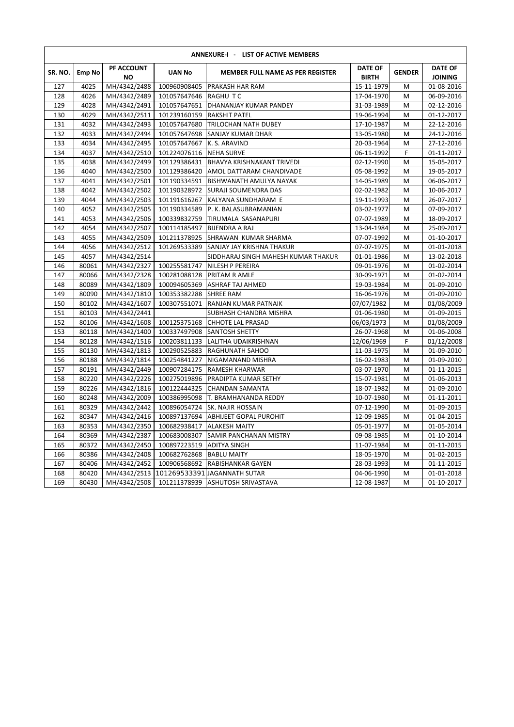| ANNEXURE-I - LIST OF ACTIVE MEMBERS | | | | | | | |
|---|---|---|---|---|---|---|---|
| SR. NO. | Emp No | PF ACCOUNT NO | UAN No | MEMBER FULL NAME AS PER REGISTER | DATE OF BIRTH | GENDER | DATE OF JOINING |
| 127 | 4025 | MH/4342/2488 | 100960908405 | PRAKASH HAR RAM | 15-11-1979 | M | 01-08-2016 |
| 128 | 4026 | MH/4342/2489 | 101057647646 | RAGHU T C | 17-04-1970 | M | 06-09-2016 |
| 129 | 4028 | MH/4342/2491 | 101057647651 | DHANANJAY KUMAR PANDEY | 31-03-1989 | M | 02-12-2016 |
| 130 | 4029 | MH/4342/2511 | 101239160159 | RAKSHIT PATEL | 19-06-1994 | M | 01-12-2017 |
| 131 | 4032 | MH/4342/2493 | 101057647680 | TRILOCHAN NATH DUBEY | 17-10-1987 | M | 22-12-2016 |
| 132 | 4033 | MH/4342/2494 | 101057647698 | SANJAY KUMAR DHAR | 13-05-1980 | M | 24-12-2016 |
| 133 | 4034 | MH/4342/2495 | 101057647667 | K. S. ARAVIND | 20-03-1964 | M | 27-12-2016 |
| 134 | 4037 | MH/4342/2510 | 101224076116 | NEHA SURVE | 06-11-1992 | F | 01-11-2017 |
| 135 | 4038 | MH/4342/2499 | 101129386431 | BHAVYA KRISHNAKANT TRIVEDI | 02-12-1990 | M | 15-05-2017 |
| 136 | 4040 | MH/4342/2500 | 101129386420 | AMOL DATTARAM CHANDIVADE | 05-08-1992 | M | 19-05-2017 |
| 137 | 4041 | MH/4342/2501 | 101190334591 | BISHWANATH AMULYA NAYAK | 14-05-1989 | M | 06-06-2017 |
| 138 | 4042 | MH/4342/2502 | 101190328972 | SURAJI SOUMENDRA DAS | 02-02-1982 | M | 10-06-2017 |
| 139 | 4044 | MH/4342/2503 | 101191616267 | KALYANA SUNDHARAM E | 19-11-1993 | M | 26-07-2017 |
| 140 | 4052 | MH/4342/2505 | 101190334589 | P. K. BALASUBRAMANIAN | 03-02-1977 | M | 07-09-2017 |
| 141 | 4053 | MH/4342/2506 | 100339832759 | TIRUMALA SASANAPURI | 07-07-1989 | M | 18-09-2017 |
| 142 | 4054 | MH/4342/2507 | 100114185497 | BIJENDRA A RAJ | 13-04-1984 | M | 25-09-2017 |
| 143 | 4055 | MH/4342/2509 | 101211378925 | SHRAWAN KUMAR SHARMA | 07-07-1992 | M | 01-10-2017 |
| 144 | 4056 | MH/4342/2512 | 101269533389 | SANJAY JAY KRISHNA THAKUR | 07-07-1975 | M | 01-01-2018 |
| 145 | 4057 | MH/4342/2514 | | SIDDHARAJ SINGH MAHESH KUMAR THAKUR | 01-01-1986 | M | 13-02-2018 |
| 146 | 80061 | MH/4342/2327 | 100255581747 | NILESH P PEREIRA | 09-01-1976 | M | 01-02-2014 |
| 147 | 80066 | MH/4342/2328 | 100281088128 | PRITAM R AMLE | 30-09-1971 | M | 01-02-2014 |
| 148 | 80089 | MH/4342/1809 | 100094605369 | ASHRAF TAJ AHMED | 19-03-1984 | M | 01-09-2010 |
| 149 | 80090 | MH/4342/1810 | 100353382288 | SHREE RAM | 16-06-1976 | M | 01-09-2010 |
| 150 | 80102 | MH/4342/1607 | 100307551071 | RANJAN KUMAR PATNAIK | 07/07/1982 | M | 01/08/2009 |
| 151 | 80103 | MH/4342/2441 | | SUBHASH CHANDRA MISHRA | 01-06-1980 | M | 01-09-2015 |
| 152 | 80106 | MH/4342/1608 | 100125375168 | CHHOTE LAL PRASAD | 06/03/1973 | M | 01/08/2009 |
| 153 | 80118 | MH/4342/1400 | 100337497908 | SANTOSH SHETTY | 26-07-1968 | M | 01-06-2008 |
| 154 | 80128 | MH/4342/1516 | 100203811133 | LALITHA UDAIKRISHNAN | 12/06/1969 | F | 01/12/2008 |
| 155 | 80130 | MH/4342/1813 | 100290525883 | RAGHUNATH SAHOO | 11-03-1975 | M | 01-09-2010 |
| 156 | 80188 | MH/4342/1814 | 100254841227 | NIGAMANAND MISHRA | 16-02-1983 | M | 01-09-2010 |
| 157 | 80191 | MH/4342/2449 | 100907284175 | RAMESH KHARWAR | 03-07-1970 | M | 01-11-2015 |
| 158 | 80220 | MH/4342/2226 | 100275019896 | PRADIPTA KUMAR SETHY | 15-07-1981 | M | 01-06-2013 |
| 159 | 80226 | MH/4342/1816 | 100122444325 | CHANDAN SAMANTA | 18-07-1982 | M | 01-09-2010 |
| 160 | 80248 | MH/4342/2009 | 100386995098 | T. BRAMHANANDA REDDY | 10-07-1980 | M | 01-11-2011 |
| 161 | 80329 | MH/4342/2442 | 100896054724 | SK. NAJIR HOSSAIN | 07-12-1990 | M | 01-09-2015 |
| 162 | 80347 | MH/4342/2416 | 100897137694 | ABHIJEET GOPAL PUROHIT | 12-09-1985 | M | 01-04-2015 |
| 163 | 80353 | MH/4342/2350 | 100682938417 | ALAKESH MAITY | 05-01-1977 | M | 01-05-2014 |
| 164 | 80369 | MH/4342/2387 | 100683008307 | SAMIR PANCHANAN MISTRY | 09-08-1985 | M | 01-10-2014 |
| 165 | 80372 | MH/4342/2450 | 100897223519 | ADITYA SINGH | 11-07-1984 | M | 01-11-2015 |
| 166 | 80386 | MH/4342/2408 | 100682762868 | BABLU MAITY | 18-05-1970 | M | 01-02-2015 |
| 167 | 80406 | MH/4342/2452 | 100906568692 | RABISHANKAR GAYEN | 28-03-1993 | M | 01-11-2015 |
| 168 | 80420 | MH/4342/2513 | 101269533391 | JAGANNATH SUTAR | 04-06-1990 | M | 01-01-2018 |
| 169 | 80430 | MH/4342/2508 | 101211378939 | ASHUTOSH SRIVASTAVA | 12-08-1987 | M | 01-10-2017 |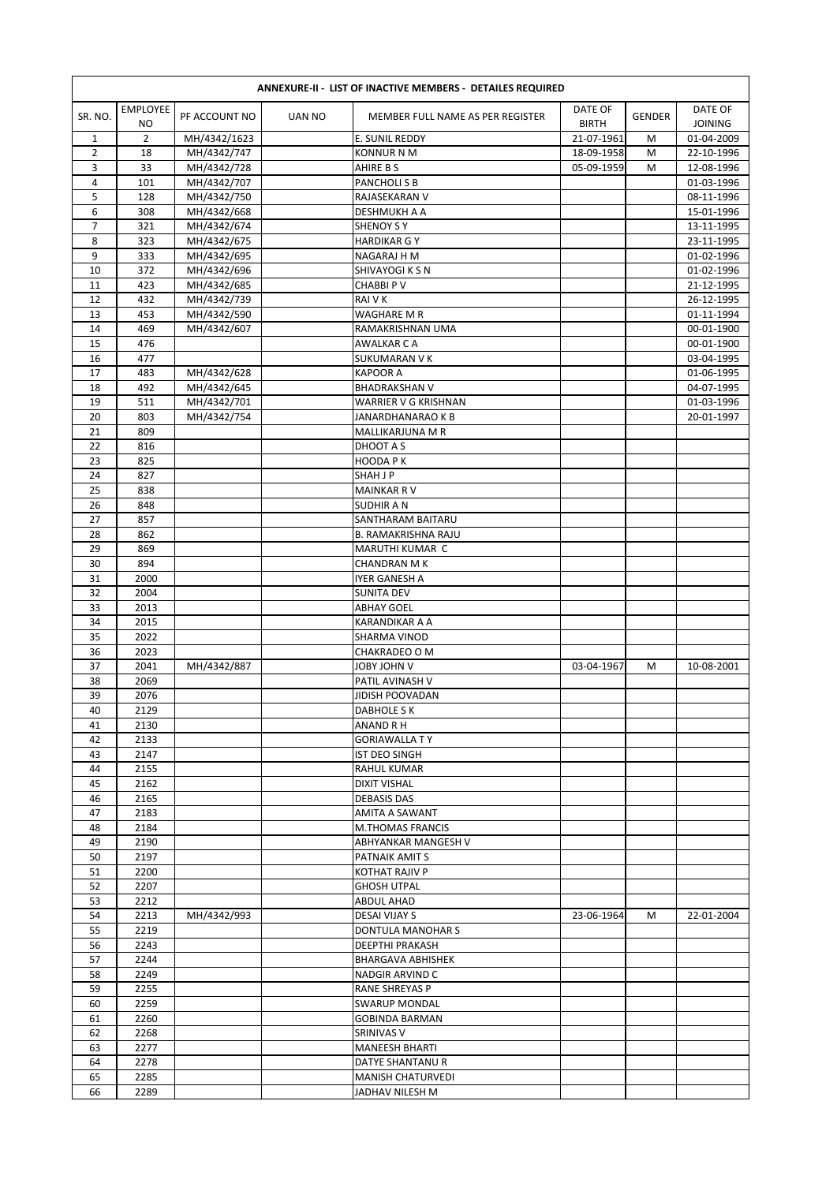**ANNEXURE-II - LIST OF INACTIVE MEMBERS - DETAILES REQUIRED**

| SR. NO. | EMPLOYEE NO | PF ACCOUNT NO | UAN NO | MEMBER FULL NAME AS PER REGISTER | DATE OF BIRTH | GENDER | DATE OF JOINING |
|---|---|---|---|---|---|---|---|
| 1 | 2 | MH/4342/1623 | | E. SUNIL REDDY | 21-07-1961 | M | 01-04-2009 |
| 2 | 18 | MH/4342/747 | | KONNUR N M | 18-09-1958 | M | 22-10-1996 |
| 3 | 33 | MH/4342/728 | | AHIRE B S | 05-09-1959 | M | 12-08-1996 |
| 4 | 101 | MH/4342/707 | | PANCHOLI S B | | | 01-03-1996 |
| 5 | 128 | MH/4342/750 | | RAJASEKARAN V | | | 08-11-1996 |
| 6 | 308 | MH/4342/668 | | DESHMUKH A A | | | 15-01-1996 |
| 7 | 321 | MH/4342/674 | | SHENOY S Y | | | 13-11-1995 |
| 8 | 323 | MH/4342/675 | | HARDIKAR G Y | | | 23-11-1995 |
| 9 | 333 | MH/4342/695 | | NAGARAJ H M | | | 01-02-1996 |
| 10 | 372 | MH/4342/696 | | SHIVAYOGI K S N | | | 01-02-1996 |
| 11 | 423 | MH/4342/685 | | CHABBI P V | | | 21-12-1995 |
| 12 | 432 | MH/4342/739 | | RAI V K | | | 26-12-1995 |
| 13 | 453 | MH/4342/590 | | WAGHARE M R | | | 01-11-1994 |
| 14 | 469 | MH/4342/607 | | RAMAKRISHNAN UMA | | | 00-01-1900 |
| 15 | 476 | | | AWALKAR C A | | | 00-01-1900 |
| 16 | 477 | | | SUKUMARAN V K | | | 03-04-1995 |
| 17 | 483 | MH/4342/628 | | KAPOOR A | | | 01-06-1995 |
| 18 | 492 | MH/4342/645 | | BHADRAKSHAN V | | | 04-07-1995 |
| 19 | 511 | MH/4342/701 | | WARRIER V G KRISHNAN | | | 01-03-1996 |
| 20 | 803 | MH/4342/754 | | JANARDHANARAO K B | | | 20-01-1997 |
| 21 | 809 | | | MALLIKARJUNA M R | | | |
| 22 | 816 | | | DHOOT A S | | | |
| 23 | 825 | | | HOODA P K | | | |
| 24 | 827 | | | SHAH J P | | | |
| 25 | 838 | | | MAINKAR R V | | | |
| 26 | 848 | | | SUDHIR A N | | | |
| 27 | 857 | | | SANTHARAM BAITARU | | | |
| 28 | 862 | | | B. RAMAKRISHNA RAJU | | | |
| 29 | 869 | | | MARUTHI KUMAR C | | | |
| 30 | 894 | | | CHANDRAN M K | | | |
| 31 | 2000 | | | IYER GANESH A | | | |
| 32 | 2004 | | | SUNITA DEV | | | |
| 33 | 2013 | | | ABHAY GOEL | | | |
| 34 | 2015 | | | KARANDIKAR A A | | | |
| 35 | 2022 | | | SHARMA VINOD | | | |
| 36 | 2023 | | | CHAKRADEO O M | | | |
| 37 | 2041 | MH/4342/887 | | JOBY JOHN V | 03-04-1967 | M | 10-08-2001 |
| 38 | 2069 | | | PATIL AVINASH V | | | |
| 39 | 2076 | | | JIDISH POOVADAN | | | |
| 40 | 2129 | | | DABHOLE S K | | | |
| 41 | 2130 | | | ANAND R H | | | |
| 42 | 2133 | | | GORIAWALLA T Y | | | |
| 43 | 2147 | | | IST DEO SINGH | | | |
| 44 | 2155 | | | RAHUL KUMAR | | | |
| 45 | 2162 | | | DIXIT VISHAL | | | |
| 46 | 2165 | | | DEBASIS DAS | | | |
| 47 | 2183 | | | AMITA A SAWANT | | | |
| 48 | 2184 | | | M.THOMAS FRANCIS | | | |
| 49 | 2190 | | | ABHYANKAR MANGESH V | | | |
| 50 | 2197 | | | PATNAIK AMIT S | | | |
| 51 | 2200 | | | KOTHAT RAJIV P | | | |
| 52 | 2207 | | | GHOSH UTPAL | | | |
| 53 | 2212 | | | ABDUL AHAD | | | |
| 54 | 2213 | MH/4342/993 | | DESAI VIJAY S | 23-06-1964 | M | 22-01-2004 |
| 55 | 2219 | | | DONTULA MANOHAR S | | | |
| 56 | 2243 | | | DEEPTHI PRAKASH | | | |
| 57 | 2244 | | | BHARGAVA ABHISHEK | | | |
| 58 | 2249 | | | NADGIR ARVIND C | | | |
| 59 | 2255 | | | RANE SHREYAS P | | | |
| 60 | 2259 | | | SWARUP MONDAL | | | |
| 61 | 2260 | | | GOBINDA BARMAN | | | |
| 62 | 2268 | | | SRINIVAS V | | | |
| 63 | 2277 | | | MANEESH BHARTI | | | |
| 64 | 2278 | | | DATYE SHANTANU R | | | |
| 65 | 2285 | | | MANISH CHATURVEDI | | | |
| 66 | 2289 | | | JADHAV NILESH M | | | |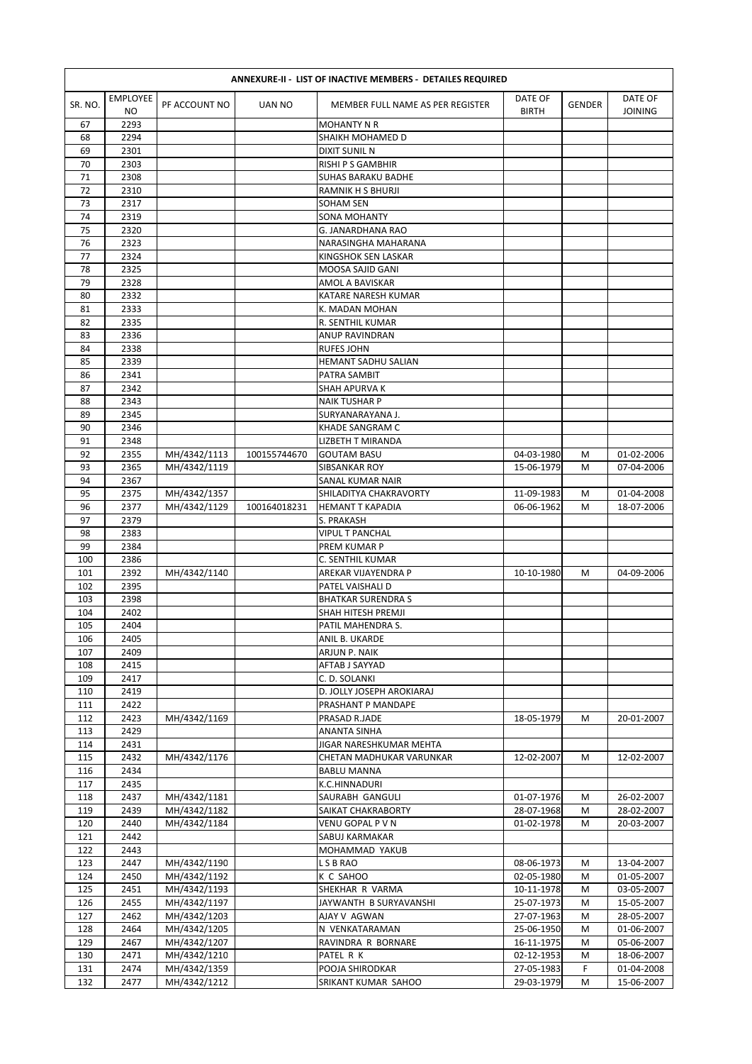| ANNEXURE-II - LIST OF INACTIVE MEMBERS - DETAILES REQUIRED | | | | | | | |
|---|---|---|---|---|---|---|---|
| SR. NO. | EMPLOYEE NO | PF ACCOUNT NO | UAN NO | MEMBER FULL NAME AS PER REGISTER | DATE OF BIRTH | GENDER | DATE OF JOINING |
| 67 | 2293 | | | MOHANTY N R | | | |
| 68 | 2294 | | | SHAIKH MOHAMED D | | | |
| 69 | 2301 | | | DIXIT SUNIL N | | | |
| 70 | 2303 | | | RISHI P S GAMBHIR | | | |
| 71 | 2308 | | | SUHAS BARAKU BADHE | | | |
| 72 | 2310 | | | RAMNIK H S BHURJI | | | |
| 73 | 2317 | | | SOHAM SEN | | | |
| 74 | 2319 | | | SONA MOHANTY | | | |
| 75 | 2320 | | | G. JANARDHANA RAO | | | |
| 76 | 2323 | | | NARASINGHA MAHARANA | | | |
| 77 | 2324 | | | KINGSHOK SEN LASKAR | | | |
| 78 | 2325 | | | MOOSA SAJID GANI | | | |
| 79 | 2328 | | | AMOL A BAVISKAR | | | |
| 80 | 2332 | | | KATARE NARESH KUMAR | | | |
| 81 | 2333 | | | K. MADAN MOHAN | | | |
| 82 | 2335 | | | R. SENTHIL KUMAR | | | |
| 83 | 2336 | | | ANUP RAVINDRAN | | | |
| 84 | 2338 | | | RUFES JOHN | | | |
| 85 | 2339 | | | HEMANT SADHU SALIAN | | | |
| 86 | 2341 | | | PATRA SAMBIT | | | |
| 87 | 2342 | | | SHAH APURVA K | | | |
| 88 | 2343 | | | NAIK TUSHAR P | | | |
| 89 | 2345 | | | SURYANARAYANA J. | | | |
| 90 | 2346 | | | KHADE SANGRAM C | | | |
| 91 | 2348 | | | LIZBETH T MIRANDA | | | |
| 92 | 2355 | MH/4342/1113 | 100155744670 | GOUTAM BASU | 04-03-1980 | M | 01-02-2006 |
| 93 | 2365 | MH/4342/1119 | | SIBSANKAR ROY | 15-06-1979 | M | 07-04-2006 |
| 94 | 2367 | | | SANAL KUMAR NAIR | | | |
| 95 | 2375 | MH/4342/1357 | | SHILADITYA CHAKRAVORTY | 11-09-1983 | M | 01-04-2008 |
| 96 | 2377 | MH/4342/1129 | 100164018231 | HEMANT T KAPADIA | 06-06-1962 | M | 18-07-2006 |
| 97 | 2379 | | | S. PRAKASH | | | |
| 98 | 2383 | | | VIPUL T PANCHAL | | | |
| 99 | 2384 | | | PREM KUMAR P | | | |
| 100 | 2386 | | | C. SENTHIL KUMAR | | | |
| 101 | 2392 | MH/4342/1140 | | AREKAR VIJAYENDRA P | 10-10-1980 | M | 04-09-2006 |
| 102 | 2395 | | | PATEL VAISHALI D | | | |
| 103 | 2398 | | | BHATKAR SURENDRA S | | | |
| 104 | 2402 | | | SHAH HITESH PREMJI | | | |
| 105 | 2404 | | | PATIL MAHENDRA S. | | | |
| 106 | 2405 | | | ANIL B. UKARDE | | | |
| 107 | 2409 | | | ARJUN P. NAIK | | | |
| 108 | 2415 | | | AFTAB J SAYYAD | | | |
| 109 | 2417 | | | C. D. SOLANKI | | | |
| 110 | 2419 | | | D. JOLLY JOSEPH AROKIARAJ | | | |
| 111 | 2422 | | | PRASHANT P MANDAPE | | | |
| 112 | 2423 | MH/4342/1169 | | PRASAD R.JADE | 18-05-1979 | M | 20-01-2007 |
| 113 | 2429 | | | ANANTA SINHA | | | |
| 114 | 2431 | | | JIGAR NARESHKUMAR MEHTA | | | |
| 115 | 2432 | MH/4342/1176 | | CHETAN MADHUKAR VARUNKAR | 12-02-2007 | M | 12-02-2007 |
| 116 | 2434 | | | BABLU MANNA | | | |
| 117 | 2435 | | | K.C.HINNADURI | | | |
| 118 | 2437 | MH/4342/1181 | | SAURABH GANGULI | 01-07-1976 | M | 26-02-2007 |
| 119 | 2439 | MH/4342/1182 | | SAIKAT CHAKRABORTY | 28-07-1968 | M | 28-02-2007 |
| 120 | 2440 | MH/4342/1184 | | VENU GOPAL P V N | 01-02-1978 | M | 20-03-2007 |
| 121 | 2442 | | | SABUJ KARMAKAR | | | |
| 122 | 2443 | | | MOHAMMAD YAKUB | | | |
| 123 | 2447 | MH/4342/1190 | | L S B RAO | 08-06-1973 | M | 13-04-2007 |
| 124 | 2450 | MH/4342/1192 | | K C SAHOO | 02-05-1980 | M | 01-05-2007 |
| 125 | 2451 | MH/4342/1193 | | SHEKHAR R VARMA | 10-11-1978 | M | 03-05-2007 |
| 126 | 2455 | MH/4342/1197 | | JAYWANTH B SURYAVANSHI | 25-07-1973 | M | 15-05-2007 |
| 127 | 2462 | MH/4342/1203 | | AJAY V AGWAN | 27-07-1963 | M | 28-05-2007 |
| 128 | 2464 | MH/4342/1205 | | N VENKATARAMAN | 25-06-1950 | M | 01-06-2007 |
| 129 | 2467 | MH/4342/1207 | | RAVINDRA R BORNARE | 16-11-1975 | M | 05-06-2007 |
| 130 | 2471 | MH/4342/1210 | | PATEL R K | 02-12-1953 | M | 18-06-2007 |
| 131 | 2474 | MH/4342/1359 | | POOJA SHIRODKAR | 27-05-1983 | F | 01-04-2008 |
| 132 | 2477 | MH/4342/1212 | | SRIKANT KUMAR SAHOO | 29-03-1979 | M | 15-06-2007 |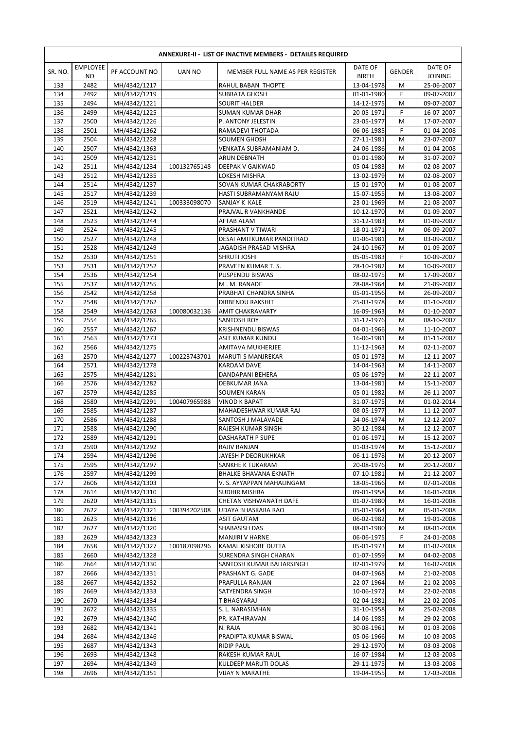| ANNEXURE-II - LIST OF INACTIVE MEMBERS - DETAILES REQUIRED | | | | | | | |
|---|---|---|---|---|---|---|---|
| SR. NO. | EMPLOYEE NO | PF ACCOUNT NO | UAN NO | MEMBER FULL NAME AS PER REGISTER | DATE OF BIRTH | GENDER | DATE OF JOINING |
| 133 | 2482 | MH/4342/1217 | | RAHUL BABAN THOPTE | 13-04-1978 | M | 25-06-2007 |
| 134 | 2492 | MH/4342/1219 | | SUBRATA GHOSH | 01-01-1980 | F | 09-07-2007 |
| 135 | 2494 | MH/4342/1221 | | SOURIT HALDER | 14-12-1975 | M | 09-07-2007 |
| 136 | 2499 | MH/4342/1225 | | SUMAN KUMAR DHAR | 20-05-1971 | F | 16-07-2007 |
| 137 | 2500 | MH/4342/1226 | | P. ANTONY JELESTIN | 23-05-1977 | M | 17-07-2007 |
| 138 | 2501 | MH/4342/1362 | | RAMADEVI THOTADA | 06-06-1985 | F | 01-04-2008 |
| 139 | 2504 | MH/4342/1228 | | SOUMEN GHOSH | 27-11-1981 | M | 23-07-2007 |
| 140 | 2507 | MH/4342/1363 | | VENKATA SUBRAMANIAM D. | 24-06-1986 | M | 01-04-2008 |
| 141 | 2509 | MH/4342/1231 | | ARUN DEBNATH | 01-01-1980 | M | 31-07-2007 |
| 142 | 2511 | MH/4342/1234 | 100132765148 | DEEPAK V GAIKWAD | 05-04-1983 | M | 02-08-2007 |
| 143 | 2512 | MH/4342/1235 | | LOKESH MISHRA | 13-02-1979 | M | 02-08-2007 |
| 144 | 2514 | MH/4342/1237 | | SOVAN KUMAR CHAKRABORTY | 15-01-1970 | M | 01-08-2007 |
| 145 | 2517 | MH/4342/1239 | | HASTI SUBRAMANYAM RAJU | 15-07-1955 | M | 13-08-2007 |
| 146 | 2519 | MH/4342/1241 | 100333098070 | SANJAY K KALE | 23-01-1969 | M | 21-08-2007 |
| 147 | 2521 | MH/4342/1242 | | PRAJVAL R VANKHANDE | 10-12-1970 | M | 01-09-2007 |
| 148 | 2523 | MH/4342/1244 | | AFTAB ALAM | 31-12-1983 | M | 01-09-2007 |
| 149 | 2524 | MH/4342/1245 | | PRASHANT V TIWARI | 18-01-1971 | M | 06-09-2007 |
| 150 | 2527 | MH/4342/1248 | | DESAI AMITKUMAR PANDITRAO | 01-06-1981 | M | 03-09-2007 |
| 151 | 2528 | MH/4342/1249 | | JAGADISH PRASAD MISHRA | 24-10-1967 | M | 01-09-2007 |
| 152 | 2530 | MH/4342/1251 | | SHRUTI JOSHI | 05-05-1983 | F | 10-09-2007 |
| 153 | 2531 | MH/4342/1252 | | PRAVEEN KUMAR T. S. | 28-10-1982 | M | 10-09-2007 |
| 154 | 2536 | MH/4342/1254 | | PUSPENDU BISWAS | 08-02-1975 | M | 17-09-2007 |
| 155 | 2537 | MH/4342/1255 | | M . M. RANADE | 28-08-1964 | M | 21-09-2007 |
| 156 | 2542 | MH/4342/1258 | | PRABHAT CHANDRA SINHA | 05-01-1956 | M | 26-09-2007 |
| 157 | 2548 | MH/4342/1262 | | DIBBENDU RAKSHIT | 25-03-1978 | M | 01-10-2007 |
| 158 | 2549 | MH/4342/1263 | 100080032136 | AMIT CHAKRAVARTY | 16-09-1963 | M | 01-10-2007 |
| 159 | 2554 | MH/4342/1265 | | SANTOSH ROY | 31-12-1976 | M | 08-10-2007 |
| 160 | 2557 | MH/4342/1267 | | KRISHNENDU BISWAS | 04-01-1966 | M | 11-10-2007 |
| 161 | 2563 | MH/4342/1273 | | ASIT KUMAR KUNDU | 16-06-1981 | M | 01-11-2007 |
| 162 | 2566 | MH/4342/1275 | | AMITAVA MUKHERJEE | 11-12-1963 | M | 02-11-2007 |
| 163 | 2570 | MH/4342/1277 | 100223743701 | MARUTI S MANJREKAR | 05-01-1973 | M | 12-11-2007 |
| 164 | 2571 | MH/4342/1278 | | KARDAM DAVE | 14-04-1963 | M | 14-11-2007 |
| 165 | 2575 | MH/4342/1281 | | DANDAPANI BEHERA | 05-06-1979 | M | 22-11-2007 |
| 166 | 2576 | MH/4342/1282 | | DEBKUMAR JANA | 13-04-1981 | M | 15-11-2007 |
| 167 | 2579 | MH/4342/1285 | | SOUMEN KARAN | 05-01-1982 | M | 26-11-2007 |
| 168 | 2580 | MH/4342/2291 | 100407965988 | VINOD K BAPAT | 31-07-1975 | M | 01-02-2014 |
| 169 | 2585 | MH/4342/1287 | | MAHADESHWAR KUMAR RAJ | 08-05-1977 | M | 11-12-2007 |
| 170 | 2586 | MH/4342/1288 | | SANTOSH J MALAVADE | 24-06-1974 | M | 12-12-2007 |
| 171 | 2588 | MH/4342/1290 | | RAJESH KUMAR SINGH | 30-12-1984 | M | 12-12-2007 |
| 172 | 2589 | MH/4342/1291 | | DASHARATH P SUPE | 01-06-1971 | M | 15-12-2007 |
| 173 | 2590 | MH/4342/1292 | | RAJIV RANJAN | 01-03-1974 | M | 15-12-2007 |
| 174 | 2594 | MH/4342/1296 | | JAYESH P DEORUKHKAR | 06-11-1978 | M | 20-12-2007 |
| 175 | 2595 | MH/4342/1297 | | SANKHE K TUKARAM | 20-08-1976 | M | 20-12-2007 |
| 176 | 2597 | MH/4342/1299 | | BHALKE BHAVANA EKNATH | 07-10-1981 | M | 21-12-2007 |
| 177 | 2606 | MH/4342/1303 | | V. S. AYYAPPAN MAHALINGAM | 18-05-1966 | M | 07-01-2008 |
| 178 | 2614 | MH/4342/1310 | | SUDHIR MISHRA | 09-01-1958 | M | 16-01-2008 |
| 179 | 2620 | MH/4342/1315 | | CHETAN VISHWANATH DAFE | 01-07-1980 | M | 16-01-2008 |
| 180 | 2622 | MH/4342/1321 | 100394202508 | UDAYA BHASKARA RAO | 05-01-1964 | M | 05-01-2008 |
| 181 | 2623 | MH/4342/1316 | | ASIT GAUTAM | 06-02-1982 | M | 19-01-2008 |
| 182 | 2627 | MH/4342/1320 | | SHABASISH DAS | 08-01-1980 | M | 08-01-2008 |
| 183 | 2629 | MH/4342/1323 | | MANJIRI V HARNE | 06-06-1975 | F | 24-01-2008 |
| 184 | 2658 | MH/4342/1327 | 100187098296 | KAMAL KISHORE DUTTA | 05-01-1973 | M | 01-02-2008 |
| 185 | 2660 | MH/4342/1328 | | SURENDRA SINGH CHARAN | 01-07-1959 | M | 04-02-2008 |
| 186 | 2664 | MH/4342/1330 | | SANTOSH KUMAR BALIARSINGH | 02-01-1979 | M | 16-02-2008 |
| 187 | 2666 | MH/4342/1331 | | PRASHANT G. GADE | 04-07-1968 | M | 21-02-2008 |
| 188 | 2667 | MH/4342/1332 | | PRAFULLA RANJAN | 22-07-1964 | M | 21-02-2008 |
| 189 | 2669 | MH/4342/1333 | | SATYENDRA SINGH | 10-06-1972 | M | 22-02-2008 |
| 190 | 2670 | MH/4342/1334 | | T BHAGYARAJ | 02-04-1981 | M | 22-02-2008 |
| 191 | 2672 | MH/4342/1335 | | S. L. NARASIMHAN | 31-10-1958 | M | 25-02-2008 |
| 192 | 2679 | MH/4342/1340 | | PR. KATHIRAVAN | 14-06-1985 | M | 29-02-2008 |
| 193 | 2682 | MH/4342/1341 | | N. RAJA | 30-08-1961 | M | 01-03-2008 |
| 194 | 2684 | MH/4342/1346 | | PRADIPTA KUMAR BISWAL | 05-06-1966 | M | 10-03-2008 |
| 195 | 2687 | MH/4342/1343 | | RIDIP PAUL | 29-12-1970 | M | 03-03-2008 |
| 196 | 2693 | MH/4342/1348 | | RAKESH KUMAR RAUL | 16-07-1984 | M | 12-03-2008 |
| 197 | 2694 | MH/4342/1349 | | KULDEEP MARUTI DOLAS | 29-11-1975 | M | 13-03-2008 |
| 198 | 2696 | MH/4342/1351 | | VIJAY N MARATHE | 19-04-1955 | M | 17-03-2008 |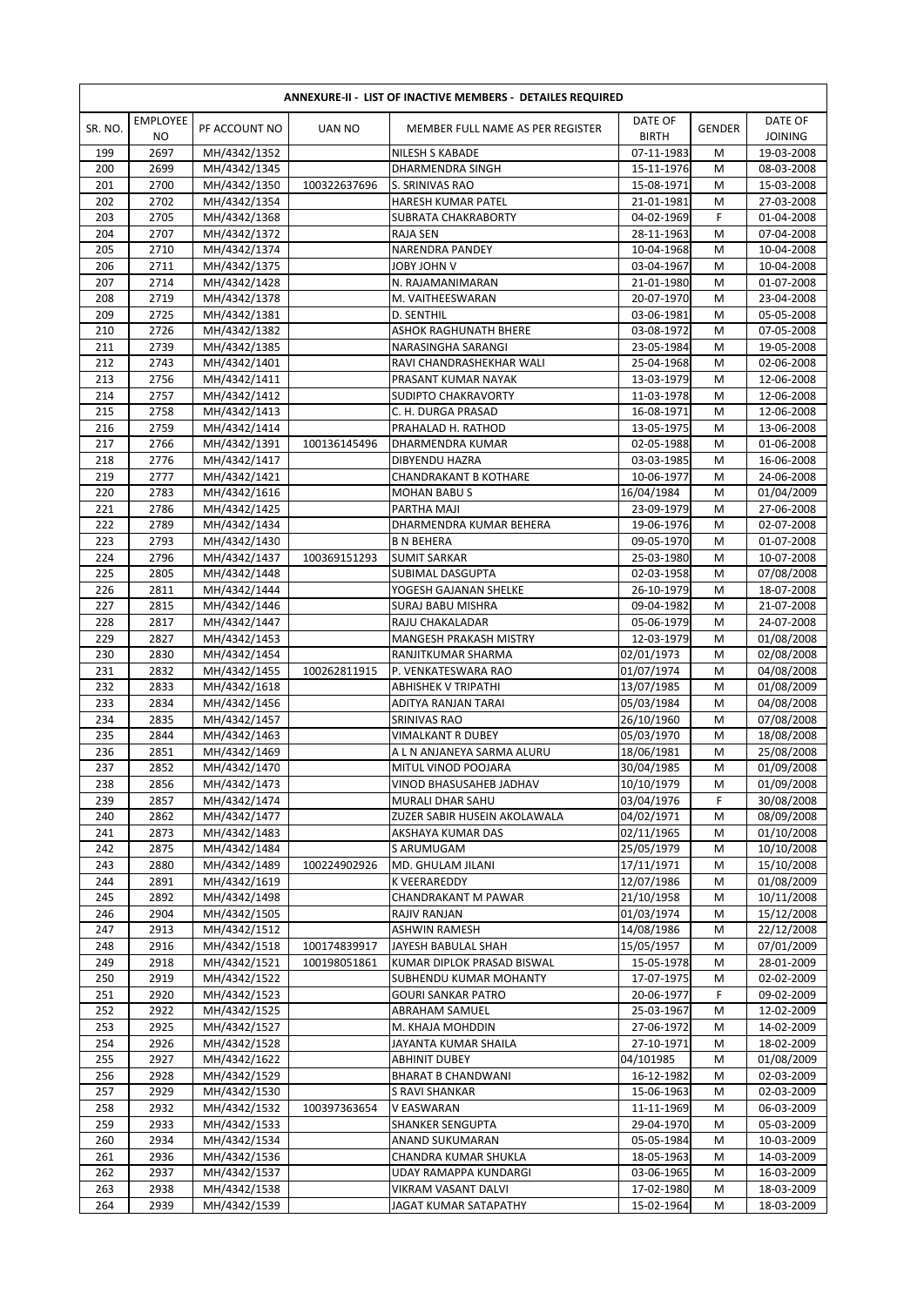| ANNEXURE-II - LIST OF INACTIVE MEMBERS - DETAILES REQUIRED | | | | | | | |
|---|---|---|---|---|---|---|---|
| SR. NO. | EMPLOYEE NO | PF ACCOUNT NO | UAN NO | MEMBER FULL NAME AS PER REGISTER | DATE OF BIRTH | GENDER | DATE OF JOINING |
| 199 | 2697 | MH/4342/1352 | | NILESH S KABADE | 07-11-1983 | M | 19-03-2008 |
| 200 | 2699 | MH/4342/1345 | | DHARMENDRA SINGH | 15-11-1976 | M | 08-03-2008 |
| 201 | 2700 | MH/4342/1350 | 100322637696 | S. SRINIVAS RAO | 15-08-1971 | M | 15-03-2008 |
| 202 | 2702 | MH/4342/1354 | | HARESH KUMAR PATEL | 21-01-1981 | M | 27-03-2008 |
| 203 | 2705 | MH/4342/1368 | | SUBRATA CHAKRABORTY | 04-02-1969 | F | 01-04-2008 |
| 204 | 2707 | MH/4342/1372 | | RAJA SEN | 28-11-1963 | M | 07-04-2008 |
| 205 | 2710 | MH/4342/1374 | | NARENDRA PANDEY | 10-04-1968 | M | 10-04-2008 |
| 206 | 2711 | MH/4342/1375 | | JOBY JOHN V | 03-04-1967 | M | 10-04-2008 |
| 207 | 2714 | MH/4342/1428 | | N. RAJAMANIMARAN | 21-01-1980 | M | 01-07-2008 |
| 208 | 2719 | MH/4342/1378 | | M. VAITHEESWARAN | 20-07-1970 | M | 23-04-2008 |
| 209 | 2725 | MH/4342/1381 | | D. SENTHIL | 03-06-1981 | M | 05-05-2008 |
| 210 | 2726 | MH/4342/1382 | | ASHOK RAGHUNATH BHERE | 03-08-1972 | M | 07-05-2008 |
| 211 | 2739 | MH/4342/1385 | | NARASINGHA SARANGI | 23-05-1984 | M | 19-05-2008 |
| 212 | 2743 | MH/4342/1401 | | RAVI CHANDRASHEKHAR WALI | 25-04-1968 | M | 02-06-2008 |
| 213 | 2756 | MH/4342/1411 | | PRASANT KUMAR NAYAK | 13-03-1979 | M | 12-06-2008 |
| 214 | 2757 | MH/4342/1412 | | SUDIPTO CHAKRAVORTY | 11-03-1978 | M | 12-06-2008 |
| 215 | 2758 | MH/4342/1413 | | C. H. DURGA PRASAD | 16-08-1971 | M | 12-06-2008 |
| 216 | 2759 | MH/4342/1414 | | PRAHALAD H. RATHOD | 13-05-1975 | M | 13-06-2008 |
| 217 | 2766 | MH/4342/1391 | 100136145496 | DHARMENDRA KUMAR | 02-05-1988 | M | 01-06-2008 |
| 218 | 2776 | MH/4342/1417 | | DIBYENDU HAZRA | 03-03-1985 | M | 16-06-2008 |
| 219 | 2777 | MH/4342/1421 | | CHANDRAKANT B KOTHARE | 10-06-1977 | M | 24-06-2008 |
| 220 | 2783 | MH/4342/1616 | | MOHAN BABU S | 16/04/1984 | M | 01/04/2009 |
| 221 | 2786 | MH/4342/1425 | | PARTHA MAJI | 23-09-1979 | M | 27-06-2008 |
| 222 | 2789 | MH/4342/1434 | | DHARMENDRA KUMAR BEHERA | 19-06-1976 | M | 02-07-2008 |
| 223 | 2793 | MH/4342/1430 | | B N BEHERA | 09-05-1970 | M | 01-07-2008 |
| 224 | 2796 | MH/4342/1437 | 100369151293 | SUMIT SARKAR | 25-03-1980 | M | 10-07-2008 |
| 225 | 2805 | MH/4342/1448 | | SUBIMAL DASGUPTA | 02-03-1958 | M | 07/08/2008 |
| 226 | 2811 | MH/4342/1444 | | YOGESH GAJANAN SHELKE | 26-10-1979 | M | 18-07-2008 |
| 227 | 2815 | MH/4342/1446 | | SURAJ BABU MISHRA | 09-04-1982 | M | 21-07-2008 |
| 228 | 2817 | MH/4342/1447 | | RAJU CHAKALADAR | 05-06-1979 | M | 24-07-2008 |
| 229 | 2827 | MH/4342/1453 | | MANGESH PRAKASH MISTRY | 12-03-1979 | M | 01/08/2008 |
| 230 | 2830 | MH/4342/1454 | | RANJITKUMAR SHARMA | 02/01/1973 | M | 02/08/2008 |
| 231 | 2832 | MH/4342/1455 | 100262811915 | P. VENKATESWARA RAO | 01/07/1974 | M | 04/08/2008 |
| 232 | 2833 | MH/4342/1618 | | ABHISHEK V TRIPATHI | 13/07/1985 | M | 01/08/2009 |
| 233 | 2834 | MH/4342/1456 | | ADITYA RANJAN TARAI | 05/03/1984 | M | 04/08/2008 |
| 234 | 2835 | MH/4342/1457 | | SRINIVAS RAO | 26/10/1960 | M | 07/08/2008 |
| 235 | 2844 | MH/4342/1463 | | VIMALKANT R DUBEY | 05/03/1970 | M | 18/08/2008 |
| 236 | 2851 | MH/4342/1469 | | A L N ANJANEYA SARMA ALURU | 18/06/1981 | M | 25/08/2008 |
| 237 | 2852 | MH/4342/1470 | | MITUL VINOD POOJARA | 30/04/1985 | M | 01/09/2008 |
| 238 | 2856 | MH/4342/1473 | | VINOD BHASUSAHEB JADHAV | 10/10/1979 | M | 01/09/2008 |
| 239 | 2857 | MH/4342/1474 | | MURALI DHAR SAHU | 03/04/1976 | F | 30/08/2008 |
| 240 | 2862 | MH/4342/1477 | | ZUZER SABIR HUSEIN AKOLAWALA | 04/02/1971 | M | 08/09/2008 |
| 241 | 2873 | MH/4342/1483 | | AKSHAYA KUMAR DAS | 02/11/1965 | M | 01/10/2008 |
| 242 | 2875 | MH/4342/1484 | | S ARUMUGAM | 25/05/1979 | M | 10/10/2008 |
| 243 | 2880 | MH/4342/1489 | 100224902926 | MD. GHULAM JILANI | 17/11/1971 | M | 15/10/2008 |
| 244 | 2891 | MH/4342/1619 | | K VEERAREDDY | 12/07/1986 | M | 01/08/2009 |
| 245 | 2892 | MH/4342/1498 | | CHANDRAKANT M PAWAR | 21/10/1958 | M | 10/11/2008 |
| 246 | 2904 | MH/4342/1505 | | RAJIV RANJAN | 01/03/1974 | M | 15/12/2008 |
| 247 | 2913 | MH/4342/1512 | | ASHWIN RAMESH | 14/08/1986 | M | 22/12/2008 |
| 248 | 2916 | MH/4342/1518 | 100174839917 | JAYESH BABULAL SHAH | 15/05/1957 | M | 07/01/2009 |
| 249 | 2918 | MH/4342/1521 | 100198051861 | KUMAR DIPLOK PRASAD BISWAL | 15-05-1978 | M | 28-01-2009 |
| 250 | 2919 | MH/4342/1522 | | SUBHENDU KUMAR MOHANTY | 17-07-1975 | M | 02-02-2009 |
| 251 | 2920 | MH/4342/1523 | | GOURI SANKAR PATRO | 20-06-1977 | F | 09-02-2009 |
| 252 | 2922 | MH/4342/1525 | | ABRAHAM SAMUEL | 25-03-1967 | M | 12-02-2009 |
| 253 | 2925 | MH/4342/1527 | | M. KHAJA MOHDDIN | 27-06-1972 | M | 14-02-2009 |
| 254 | 2926 | MH/4342/1528 | | JAYANTA KUMAR SHAILA | 27-10-1971 | M | 18-02-2009 |
| 255 | 2927 | MH/4342/1622 | | ABHINIT DUBEY | 04/101985 | M | 01/08/2009 |
| 256 | 2928 | MH/4342/1529 | | BHARAT B CHANDWANI | 16-12-1982 | M | 02-03-2009 |
| 257 | 2929 | MH/4342/1530 | | S RAVI SHANKAR | 15-06-1963 | M | 02-03-2009 |
| 258 | 2932 | MH/4342/1532 | 100397363654 | V EASWARAN | 11-11-1969 | M | 06-03-2009 |
| 259 | 2933 | MH/4342/1533 | | SHANKER SENGUPTA | 29-04-1970 | M | 05-03-2009 |
| 260 | 2934 | MH/4342/1534 | | ANAND SUKUMARAN | 05-05-1984 | M | 10-03-2009 |
| 261 | 2936 | MH/4342/1536 | | CHANDRA KUMAR SHUKLA | 18-05-1963 | M | 14-03-2009 |
| 262 | 2937 | MH/4342/1537 | | UDAY RAMAPPA KUNDARGI | 03-06-1965 | M | 16-03-2009 |
| 263 | 2938 | MH/4342/1538 | | VIKRAM VASANT DALVI | 17-02-1980 | M | 18-03-2009 |
| 264 | 2939 | MH/4342/1539 | | JAGAT KUMAR SATAPATHY | 15-02-1964 | M | 18-03-2009 |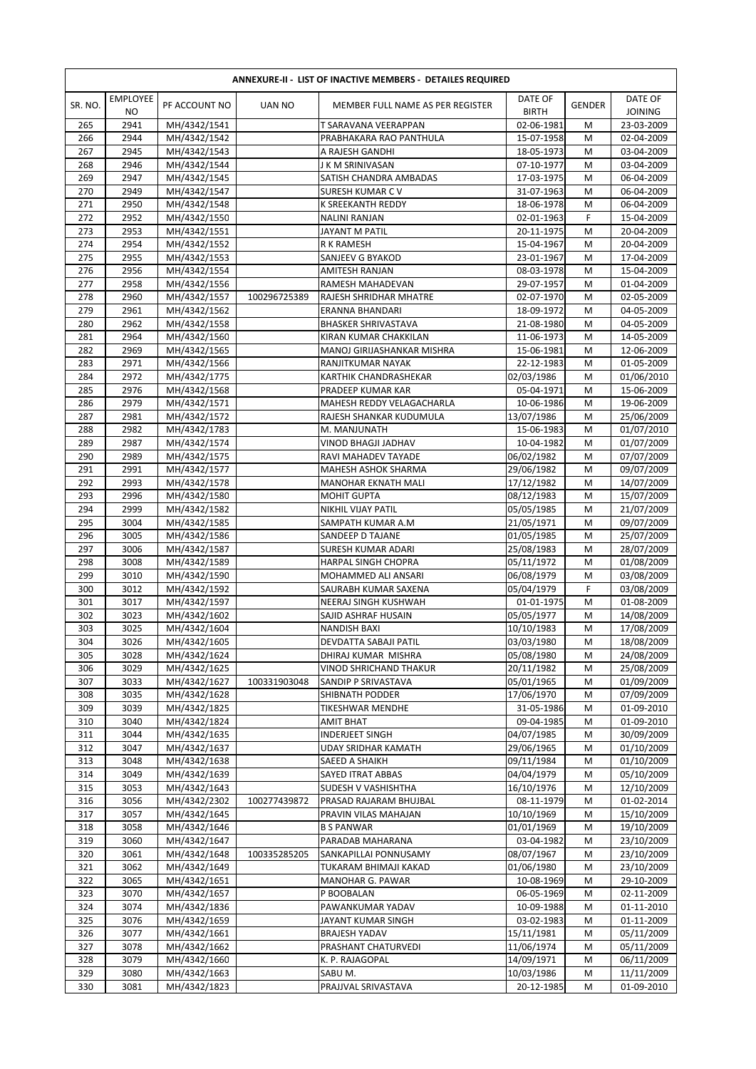| ANNEXURE-II - LIST OF INACTIVE MEMBERS - DETAILES REQUIRED | | | | | | | |
|---|---|---|---|---|---|---|---|
| SR. NO. | EMPLOYEE NO | PF ACCOUNT NO | UAN NO | MEMBER FULL NAME AS PER REGISTER | DATE OF BIRTH | GENDER | DATE OF JOINING |
| 265 | 2941 | MH/4342/1541 | | T SARAVANA VEERAPPAN | 02-06-1981 | M | 23-03-2009 |
| 266 | 2944 | MH/4342/1542 | | PRABHAKARA RAO PANTHULA | 15-07-1958 | M | 02-04-2009 |
| 267 | 2945 | MH/4342/1543 | | A RAJESH GANDHI | 18-05-1973 | M | 03-04-2009 |
| 268 | 2946 | MH/4342/1544 | | J K M SRINIVASAN | 07-10-1977 | M | 03-04-2009 |
| 269 | 2947 | MH/4342/1545 | | SATISH CHANDRA AMBADAS | 17-03-1975 | M | 06-04-2009 |
| 270 | 2949 | MH/4342/1547 | | SURESH KUMAR C V | 31-07-1963 | M | 06-04-2009 |
| 271 | 2950 | MH/4342/1548 | | K SREEKANTH REDDY | 18-06-1978 | M | 06-04-2009 |
| 272 | 2952 | MH/4342/1550 | | NALINI RANJAN | 02-01-1963 | F | 15-04-2009 |
| 273 | 2953 | MH/4342/1551 | | JAYANT M PATIL | 20-11-1975 | M | 20-04-2009 |
| 274 | 2954 | MH/4342/1552 | | R K RAMESH | 15-04-1967 | M | 20-04-2009 |
| 275 | 2955 | MH/4342/1553 | | SANJEEV G BYAKOD | 23-01-1967 | M | 17-04-2009 |
| 276 | 2956 | MH/4342/1554 | | AMITESH RANJAN | 08-03-1978 | M | 15-04-2009 |
| 277 | 2958 | MH/4342/1556 | | RAMESH MAHADEVAN | 29-07-1957 | M | 01-04-2009 |
| 278 | 2960 | MH/4342/1557 | 100296725389 | RAJESH SHRIDHAR MHATRE | 02-07-1970 | M | 02-05-2009 |
| 279 | 2961 | MH/4342/1562 | | ERANNA BHANDARI | 18-09-1972 | M | 04-05-2009 |
| 280 | 2962 | MH/4342/1558 | | BHASKER SHRIVASTAVA | 21-08-1980 | M | 04-05-2009 |
| 281 | 2964 | MH/4342/1560 | | KIRAN KUMAR CHAKKILAN | 11-06-1973 | M | 14-05-2009 |
| 282 | 2969 | MH/4342/1565 | | MANOJ GIRIJASHANKAR MISHRA | 15-06-1981 | M | 12-06-2009 |
| 283 | 2971 | MH/4342/1566 | | RANJITKUMAR NAYAK | 22-12-1983 | M | 01-05-2009 |
| 284 | 2972 | MH/4342/1775 | | KARTHIK CHANDRASHEKAR | 02/03/1986 | M | 01/06/2010 |
| 285 | 2976 | MH/4342/1568 | | PRADEEP KUMAR KAR | 05-04-1971 | M | 15-06-2009 |
| 286 | 2979 | MH/4342/1571 | | MAHESH REDDY VELAGACHARLA | 10-06-1986 | M | 19-06-2009 |
| 287 | 2981 | MH/4342/1572 | | RAJESH SHANKAR KUDUMULA | 13/07/1986 | M | 25/06/2009 |
| 288 | 2982 | MH/4342/1783 | | M. MANJUNATH | 15-06-1983 | M | 01/07/2010 |
| 289 | 2987 | MH/4342/1574 | | VINOD BHAGJI JADHAV | 10-04-1982 | M | 01/07/2009 |
| 290 | 2989 | MH/4342/1575 | | RAVI MAHADEV TAYADE | 06/02/1982 | M | 07/07/2009 |
| 291 | 2991 | MH/4342/1577 | | MAHESH ASHOK SHARMA | 29/06/1982 | M | 09/07/2009 |
| 292 | 2993 | MH/4342/1578 | | MANOHAR EKNATH MALI | 17/12/1982 | M | 14/07/2009 |
| 293 | 2996 | MH/4342/1580 | | MOHIT GUPTA | 08/12/1983 | M | 15/07/2009 |
| 294 | 2999 | MH/4342/1582 | | NIKHIL VIJAY PATIL | 05/05/1985 | M | 21/07/2009 |
| 295 | 3004 | MH/4342/1585 | | SAMPATH KUMAR A.M | 21/05/1971 | M | 09/07/2009 |
| 296 | 3005 | MH/4342/1586 | | SANDEEP D TAJANE | 01/05/1985 | M | 25/07/2009 |
| 297 | 3006 | MH/4342/1587 | | SURESH KUMAR ADARI | 25/08/1983 | M | 28/07/2009 |
| 298 | 3008 | MH/4342/1589 | | HARPAL SINGH CHOPRA | 05/11/1972 | M | 01/08/2009 |
| 299 | 3010 | MH/4342/1590 | | MOHAMMED ALI ANSARI | 06/08/1979 | M | 03/08/2009 |
| 300 | 3012 | MH/4342/1592 | | SAURABH KUMAR SAXENA | 05/04/1979 | F | 03/08/2009 |
| 301 | 3017 | MH/4342/1597 | | NEERAJ SINGH KUSHWAH | 01-01-1975 | M | 01-08-2009 |
| 302 | 3023 | MH/4342/1602 | | SAJID ASHRAF HUSAIN | 05/05/1977 | M | 14/08/2009 |
| 303 | 3025 | MH/4342/1604 | | NANDISH BAXI | 10/10/1983 | M | 17/08/2009 |
| 304 | 3026 | MH/4342/1605 | | DEVDATTA SABAJI PATIL | 03/03/1980 | M | 18/08/2009 |
| 305 | 3028 | MH/4342/1624 | | DHIRAJ KUMAR MISHRA | 05/08/1980 | M | 24/08/2009 |
| 306 | 3029 | MH/4342/1625 | | VINOD SHRICHAND THAKUR | 20/11/1982 | M | 25/08/2009 |
| 307 | 3033 | MH/4342/1627 | 100331903048 | SANDIP P SRIVASTAVA | 05/01/1965 | M | 01/09/2009 |
| 308 | 3035 | MH/4342/1628 | | SHIBNATH PODDER | 17/06/1970 | M | 07/09/2009 |
| 309 | 3039 | MH/4342/1825 | | TIKESHWAR MENDHE | 31-05-1986 | M | 01-09-2010 |
| 310 | 3040 | MH/4342/1824 | | AMIT BHAT | 09-04-1985 | M | 01-09-2010 |
| 311 | 3044 | MH/4342/1635 | | INDERJEET SINGH | 04/07/1985 | M | 30/09/2009 |
| 312 | 3047 | MH/4342/1637 | | UDAY SRIDHAR KAMATH | 29/06/1965 | M | 01/10/2009 |
| 313 | 3048 | MH/4342/1638 | | SAEED A SHAIKH | 09/11/1984 | M | 01/10/2009 |
| 314 | 3049 | MH/4342/1639 | | SAYED ITRAT ABBAS | 04/04/1979 | M | 05/10/2009 |
| 315 | 3053 | MH/4342/1643 | | SUDESH V VASHISHTHA | 16/10/1976 | M | 12/10/2009 |
| 316 | 3056 | MH/4342/2302 | 100277439872 | PRASAD RAJARAM BHUJBAL | 08-11-1979 | M | 01-02-2014 |
| 317 | 3057 | MH/4342/1645 | | PRAVIN VILAS MAHAJAN | 10/10/1969 | M | 15/10/2009 |
| 318 | 3058 | MH/4342/1646 | | B S PANWAR | 01/01/1969 | M | 19/10/2009 |
| 319 | 3060 | MH/4342/1647 | | PARADAB MAHARANA | 03-04-1982 | M | 23/10/2009 |
| 320 | 3061 | MH/4342/1648 | 100335285205 | SANKAPILLAI PONNUSAMY | 08/07/1967 | M | 23/10/2009 |
| 321 | 3062 | MH/4342/1649 | | TUKARAM BHIMAJI KAKAD | 01/06/1980 | M | 23/10/2009 |
| 322 | 3065 | MH/4342/1651 | | MANOHAR G. PAWAR | 10-08-1969 | M | 29-10-2009 |
| 323 | 3070 | MH/4342/1657 | | P BOOBALAN | 06-05-1969 | M | 02-11-2009 |
| 324 | 3074 | MH/4342/1836 | | PAWANKUMAR YADAV | 10-09-1988 | M | 01-11-2010 |
| 325 | 3076 | MH/4342/1659 | | JAYANT KUMAR SINGH | 03-02-1983 | M | 01-11-2009 |
| 326 | 3077 | MH/4342/1661 | | BRAJESH YADAV | 15/11/1981 | M | 05/11/2009 |
| 327 | 3078 | MH/4342/1662 | | PRASHANT CHATURVEDI | 11/06/1974 | M | 05/11/2009 |
| 328 | 3079 | MH/4342/1660 | | K. P. RAJAGOPAL | 14/09/1971 | M | 06/11/2009 |
| 329 | 3080 | MH/4342/1663 | | SABU M. | 10/03/1986 | M | 11/11/2009 |
| 330 | 3081 | MH/4342/1823 | | PRAJJVAL SRIVASTAVA | 20-12-1985 | M | 01-09-2010 |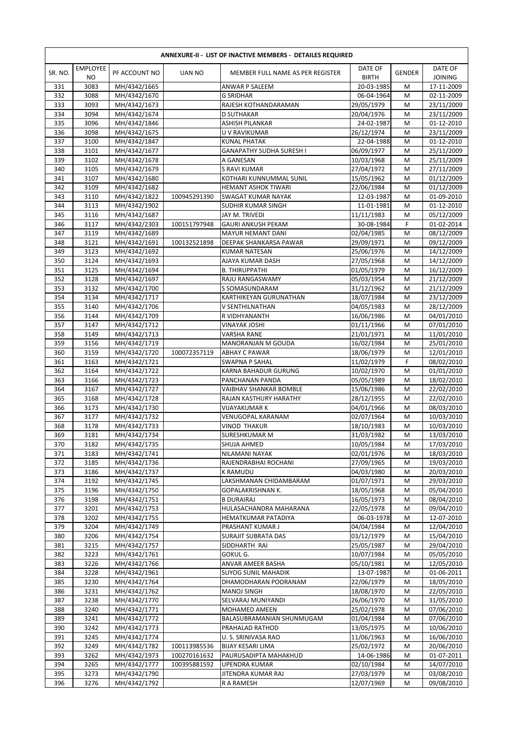| ANNEXURE-II - LIST OF INACTIVE MEMBERS - DETAILES REQUIRED | | | | | | | |
|---|---|---|---|---|---|---|---|
| SR. NO. | EMPLOYEE NO | PF ACCOUNT NO | UAN NO | MEMBER FULL NAME AS PER REGISTER | DATE OF BIRTH | GENDER | DATE OF JOINING |
| 331 | 3083 | MH/4342/1665 | | ANWAR P SALEEM | 20-03-1985 | M | 17-11-2009 |
| 332 | 3088 | MH/4342/1670 | | G SRIDHAR | 06-04-1964 | M | 02-11-2009 |
| 333 | 3093 | MH/4342/1673 | | RAJESH KOTHANDARAMAN | 29/05/1979 | M | 23/11/2009 |
| 334 | 3094 | MH/4342/1674 | | D SUTHAKAR | 20/04/1976 | M | 23/11/2009 |
| 335 | 3096 | MH/4342/1846 | | ASHISH PILANKAR | 24-02-1987 | M | 01-12-2010 |
| 336 | 3098 | MH/4342/1675 | | U V RAVIKUMAR | 26/12/1974 | M | 23/11/2009 |
| 337 | 3100 | MH/4342/1847 | | KUNAL PHATAK | 22-04-1988 | M | 01-12-2010 |
| 338 | 3101 | MH/4342/1677 | | GANAPATHY SUDHA SURESH I | 06/09/1977 | M | 25/11/2009 |
| 339 | 3102 | MH/4342/1678 | | A GANESAN | 10/03/1968 | M | 25/11/2009 |
| 340 | 3105 | MH/4342/1679 | | S RAVI KUMAR | 27/04/1972 | M | 27/11/2009 |
| 341 | 3107 | MH/4342/1680 | | KOTHARI KUNNUMMAL SUNIL | 15/05/1962 | M | 01/12/2009 |
| 342 | 3109 | MH/4342/1682 | | HEMANT ASHOK TIWARI | 22/06/1984 | M | 01/12/2009 |
| 343 | 3110 | MH/4342/1822 | 100945291390 | SWAGAT KUMAR NAYAK | 12-03-1987 | M | 01-09-2010 |
| 344 | 3113 | MH/4342/1902 | | SUDHIR KUMAR SINGH | 11-01-1981 | M | 01-12-2010 |
| 345 | 3116 | MH/4342/1687 | | JAY M. TRIVEDI | 11/11/1983 | M | 05/12/2009 |
| 346 | 3117 | MH/4342/2303 | 100151797948 | GAURI ANKUSH PEKAM | 30-08-1984 | F | 01-02-2014 |
| 347 | 3119 | MH/4342/1689 | | MAYUR HEMANT DANI | 02/04/1985 | M | 08/12/2009 |
| 348 | 3121 | MH/4342/1691 | 100132521898 | DEEPAK SHANKARSA PAWAR | 29/09/1971 | M | 09/12/2009 |
| 349 | 3123 | MH/4342/1692 | | KUMAR NATESAN | 25/06/1976 | M | 14/12/2009 |
| 350 | 3124 | MH/4342/1693 | | AJAYA KUMAR DASH | 27/05/1968 | M | 14/12/2009 |
| 351 | 3125 | MH/4342/1694 | | B. THIRUPPATHI | 01/05/1979 | M | 16/12/2009 |
| 352 | 3128 | MH/4342/1697 | | RAJU RANGASWAMY | 05/03/1954 | M | 21/12/2009 |
| 353 | 3132 | MH/4342/1700 | | S SOMASUNDARAM | 31/12/1962 | M | 21/12/2009 |
| 354 | 3134 | MH/4342/1717 | | KARTHIKEYAN GURUNATHAN | 18/07/1984 | M | 23/12/2009 |
| 355 | 3140 | MH/4342/1706 | | V SENTHILNATHAN | 04/05/1983 | M | 28/12/2009 |
| 356 | 3144 | MH/4342/1709 | | R VIDHYANANTH | 16/06/1986 | M | 04/01/2010 |
| 357 | 3147 | MH/4342/1712 | | VINAYAK JOSHI | 01/11/1966 | M | 07/01/2010 |
| 358 | 3149 | MH/4342/1713 | | VARSHA RANE | 21/01/1971 | M | 11/01/2010 |
| 359 | 3156 | MH/4342/1719 | | MANORANJAN M GOUDA | 16/02/1984 | M | 25/01/2010 |
| 360 | 3159 | MH/4342/1720 | 100072357119 | ABHAY C PAWAR | 18/06/1979 | M | 12/01/2010 |
| 361 | 3163 | MH/4342/1721 | | SWAPNA P SAHAL | 11/02/1979 | F | 08/02/2010 |
| 362 | 3164 | MH/4342/1722 | | KARNA BAHADUR GURUNG | 10/02/1970 | M | 01/01/2010 |
| 363 | 3166 | MH/4342/1723 | | PANCHANAN PANDA | 05/05/1989 | M | 18/02/2010 |
| 364 | 3167 | MH/4342/1727 | | VAIBHAV SHANKAR BOMBLE | 15/06/1986 | M | 22/02/2010 |
| 365 | 3168 | MH/4342/1728 | | RAJAN KASTHURY HARATHY | 28/12/1955 | M | 22/02/2010 |
| 366 | 3173 | MH/4342/1730 | | VIJAYAKUMAR K | 04/01/1966 | M | 08/03/2010 |
| 367 | 3177 | MH/4342/1732 | | VENUGOPAL KARANAM | 02/07/1964 | M | 10/03/2010 |
| 368 | 3178 | MH/4342/1733 | | VINOD THAKUR | 18/10/1983 | M | 10/03/2010 |
| 369 | 3181 | MH/4342/1734 | | SURESHKUMAR M | 31/03/1982 | M | 13/03/2010 |
| 370 | 3182 | MH/4342/1735 | | SHUJA AHMED | 10/05/1984 | M | 17/03/2010 |
| 371 | 3183 | MH/4342/1741 | | NILAMANI NAYAK | 02/01/1976 | M | 18/03/2010 |
| 372 | 3185 | MH/4342/1736 | | RAJENDRABHAI ROCHANI | 27/09/1965 | M | 19/03/2010 |
| 373 | 3186 | MH/4342/1737 | | K RAMUDU | 04/03/1980 | M | 20/03/2010 |
| 374 | 3192 | MH/4342/1745 | | LAKSHMANAN CHIDAMBARAM | 01/07/1971 | M | 29/03/2010 |
| 375 | 3196 | MH/4342/1750 | | GOPALAKRISHNAN K. | 18/05/1968 | M | 05/04/2010 |
| 376 | 3198 | MH/4342/1751 | | B DURAIRAJ | 16/05/1973 | M | 08/04/2010 |
| 377 | 3201 | MH/4342/1753 | | HULASACHANDRA MAHARANA | 22/05/1978 | M | 09/04/2010 |
| 378 | 3202 | MH/4342/1755 | | HEMATKUMAR PATADIYA | 06-03-1978 | M | 12-07-2010 |
| 379 | 3204 | MH/4342/1749 | | PRASHANT KUMAR J | 04/04/1984 | M | 12/04/2010 |
| 380 | 3206 | MH/4342/1754 | | SURAJIT SUBRATA DAS | 03/12/1979 | M | 15/04/2010 |
| 381 | 3215 | MH/4342/1757 | | SIDDHARTH RAI | 25/05/1987 | M | 29/04/2010 |
| 382 | 3223 | MH/4342/1761 | | GOKUL G. | 10/07/1984 | M | 05/05/2010 |
| 383 | 3226 | MH/4342/1766 | | ANVAR AMEER BASHA | 05/10/1981 | M | 12/05/2010 |
| 384 | 3228 | MH/4342/1961 | | SUYOG SUNIL MAHADIK | 13-07-1987 | M | 01-06-2011 |
| 385 | 3230 | MH/4342/1764 | | DHAMODHARAN POORANAM | 22/06/1979 | M | 18/05/2010 |
| 386 | 3231 | MH/4342/1762 | | MANOJ SINGH | 18/08/1970 | M | 22/05/2010 |
| 387 | 3238 | MH/4342/1770 | | SELVARAJ MUNIYANDI | 26/06/1970 | M | 31/05/2010 |
| 388 | 3240 | MH/4342/1771 | | MOHAMED AMEEN | 25/02/1978 | M | 07/06/2010 |
| 389 | 3241 | MH/4342/1772 | | BALASUBRAMANIAN SHUNMUGAM | 01/04/1984 | M | 07/06/2010 |
| 390 | 3242 | MH/4342/1773 | | PRAHALAD RATHOD | 13/05/1975 | M | 10/06/2010 |
| 391 | 3245 | MH/4342/1774 | | U. S. SRINIVASA RAO | 11/06/1963 | M | 16/06/2010 |
| 392 | 3249 | MH/4342/1782 | 100113985536 | BIJAY KESARI LIMA | 25/02/1972 | M | 20/06/2010 |
| 393 | 3262 | MH/4342/1973 | 100270161632 | PAURUSADIPTA MAHAKHUD | 14-06-1986 | M | 01-07-2011 |
| 394 | 3265 | MH/4342/1777 | 100395881592 | UPENDRA KUMAR | 02/10/1984 | M | 14/07/2010 |
| 395 | 3273 | MH/4342/1790 | | JITENDRA KUMAR RAJ | 27/03/1979 | M | 03/08/2010 |
| 396 | 3276 | MH/4342/1792 | | R A RAMESH | 12/07/1969 | M | 09/08/2010 |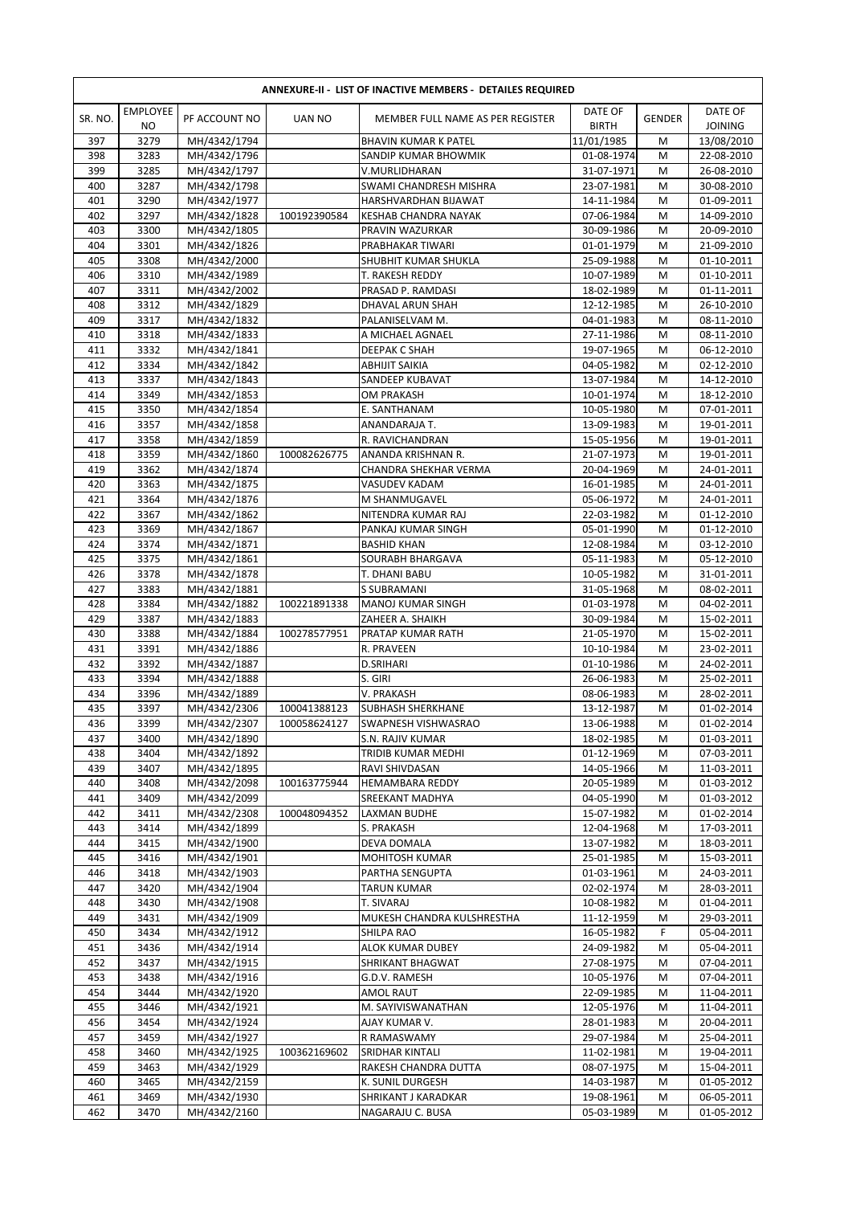**ANNEXURE-II - LIST OF INACTIVE MEMBERS - DETAILES REQUIRED**

| SR. NO. | EMPLOYEE NO | PF ACCOUNT NO | UAN NO | MEMBER FULL NAME AS PER REGISTER | DATE OF BIRTH | GENDER | DATE OF JOINING |
|---|---|---|---|---|---|---|---|
| 397 | 3279 | MH/4342/1794 | | BHAVIN KUMAR K PATEL | 11/01/1985 | M | 13/08/2010 |
| 398 | 3283 | MH/4342/1796 | | SANDIP KUMAR BHOWMIK | 01-08-1974 | M | 22-08-2010 |
| 399 | 3285 | MH/4342/1797 | | V.MURLIDHARAN | 31-07-1971 | M | 26-08-2010 |
| 400 | 3287 | MH/4342/1798 | | SWAMI CHANDRESH MISHRA | 23-07-1981 | M | 30-08-2010 |
| 401 | 3290 | MH/4342/1977 | | HARSHVARDHAN BIJAWAT | 14-11-1984 | M | 01-09-2011 |
| 402 | 3297 | MH/4342/1828 | 100192390584 | KESHAB CHANDRA NAYAK | 07-06-1984 | M | 14-09-2010 |
| 403 | 3300 | MH/4342/1805 | | PRAVIN WAZURKAR | 30-09-1986 | M | 20-09-2010 |
| 404 | 3301 | MH/4342/1826 | | PRABHAKAR TIWARI | 01-01-1979 | M | 21-09-2010 |
| 405 | 3308 | MH/4342/2000 | | SHUBHIT KUMAR SHUKLA | 25-09-1988 | M | 01-10-2011 |
| 406 | 3310 | MH/4342/1989 | | T. RAKESH REDDY | 10-07-1989 | M | 01-10-2011 |
| 407 | 3311 | MH/4342/2002 | | PRASAD P. RAMDASI | 18-02-1989 | M | 01-11-2011 |
| 408 | 3312 | MH/4342/1829 | | DHAVAL ARUN SHAH | 12-12-1985 | M | 26-10-2010 |
| 409 | 3317 | MH/4342/1832 | | PALANISELVAM M. | 04-01-1983 | M | 08-11-2010 |
| 410 | 3318 | MH/4342/1833 | | A MICHAEL AGNAEL | 27-11-1986 | M | 08-11-2010 |
| 411 | 3332 | MH/4342/1841 | | DEEPAK C SHAH | 19-07-1965 | M | 06-12-2010 |
| 412 | 3334 | MH/4342/1842 | | ABHIJIT SAIKIA | 04-05-1982 | M | 02-12-2010 |
| 413 | 3337 | MH/4342/1843 | | SANDEEP KUBAVAT | 13-07-1984 | M | 14-12-2010 |
| 414 | 3349 | MH/4342/1853 | | OM PRAKASH | 10-01-1974 | M | 18-12-2010 |
| 415 | 3350 | MH/4342/1854 | | E. SANTHANAM | 10-05-1980 | M | 07-01-2011 |
| 416 | 3357 | MH/4342/1858 | | ANANDARAJA T. | 13-09-1983 | M | 19-01-2011 |
| 417 | 3358 | MH/4342/1859 | | R. RAVICHANDRAN | 15-05-1956 | M | 19-01-2011 |
| 418 | 3359 | MH/4342/1860 | 100082626775 | ANANDA KRISHNAN R. | 21-07-1973 | M | 19-01-2011 |
| 419 | 3362 | MH/4342/1874 | | CHANDRA SHEKHAR VERMA | 20-04-1969 | M | 24-01-2011 |
| 420 | 3363 | MH/4342/1875 | | VASUDEV KADAM | 16-01-1985 | M | 24-01-2011 |
| 421 | 3364 | MH/4342/1876 | | M SHANMUGAVEL | 05-06-1972 | M | 24-01-2011 |
| 422 | 3367 | MH/4342/1862 | | NITENDRA KUMAR RAJ | 22-03-1982 | M | 01-12-2010 |
| 423 | 3369 | MH/4342/1867 | | PANKAJ KUMAR SINGH | 05-01-1990 | M | 01-12-2010 |
| 424 | 3374 | MH/4342/1871 | | BASHID KHAN | 12-08-1984 | M | 03-12-2010 |
| 425 | 3375 | MH/4342/1861 | | SOURABH BHARGAVA | 05-11-1983 | M | 05-12-2010 |
| 426 | 3378 | MH/4342/1878 | | T. DHANI BABU | 10-05-1982 | M | 31-01-2011 |
| 427 | 3383 | MH/4342/1881 | | S SUBRAMANI | 31-05-1968 | M | 08-02-2011 |
| 428 | 3384 | MH/4342/1882 | 100221891338 | MANOJ KUMAR SINGH | 01-03-1978 | M | 04-02-2011 |
| 429 | 3387 | MH/4342/1883 | | ZAHEER A. SHAIKH | 30-09-1984 | M | 15-02-2011 |
| 430 | 3388 | MH/4342/1884 | 100278577951 | PRATAP KUMAR RATH | 21-05-1970 | M | 15-02-2011 |
| 431 | 3391 | MH/4342/1886 | | R. PRAVEEN | 10-10-1984 | M | 23-02-2011 |
| 432 | 3392 | MH/4342/1887 | | D.SRIHARI | 01-10-1986 | M | 24-02-2011 |
| 433 | 3394 | MH/4342/1888 | | S. GIRI | 26-06-1983 | M | 25-02-2011 |
| 434 | 3396 | MH/4342/1889 | | V. PRAKASH | 08-06-1983 | M | 28-02-2011 |
| 435 | 3397 | MH/4342/2306 | 100041388123 | SUBHASH SHERKHANE | 13-12-1987 | M | 01-02-2014 |
| 436 | 3399 | MH/4342/2307 | 100058624127 | SWAPNESH VISHWASRAO | 13-06-1988 | M | 01-02-2014 |
| 437 | 3400 | MH/4342/1890 | | S.N. RAJIV KUMAR | 18-02-1985 | M | 01-03-2011 |
| 438 | 3404 | MH/4342/1892 | | TRIDIB KUMAR MEDHI | 01-12-1969 | M | 07-03-2011 |
| 439 | 3407 | MH/4342/1895 | | RAVI SHIVDASAN | 14-05-1966 | M | 11-03-2011 |
| 440 | 3408 | MH/4342/2098 | 100163775944 | HEMAMBARA REDDY | 20-05-1989 | M | 01-03-2012 |
| 441 | 3409 | MH/4342/2099 | | SREEKANT MADHYA | 04-05-1990 | M | 01-03-2012 |
| 442 | 3411 | MH/4342/2308 | 100048094352 | LAXMAN BUDHE | 15-07-1982 | M | 01-02-2014 |
| 443 | 3414 | MH/4342/1899 | | S. PRAKASH | 12-04-1968 | M | 17-03-2011 |
| 444 | 3415 | MH/4342/1900 | | DEVA DOMALA | 13-07-1982 | M | 18-03-2011 |
| 445 | 3416 | MH/4342/1901 | | MOHITOSH KUMAR | 25-01-1985 | M | 15-03-2011 |
| 446 | 3418 | MH/4342/1903 | | PARTHA SENGUPTA | 01-03-1961 | M | 24-03-2011 |
| 447 | 3420 | MH/4342/1904 | | TARUN KUMAR | 02-02-1974 | M | 28-03-2011 |
| 448 | 3430 | MH/4342/1908 | | T. SIVARAJ | 10-08-1982 | M | 01-04-2011 |
| 449 | 3431 | MH/4342/1909 | | MUKESH CHANDRA KULSHRESTHA | 11-12-1959 | M | 29-03-2011 |
| 450 | 3434 | MH/4342/1912 | | SHILPA RAO | 16-05-1982 | F | 05-04-2011 |
| 451 | 3436 | MH/4342/1914 | | ALOK KUMAR DUBEY | 24-09-1982 | M | 05-04-2011 |
| 452 | 3437 | MH/4342/1915 | | SHRIKANT BHAGWAT | 27-08-1975 | M | 07-04-2011 |
| 453 | 3438 | MH/4342/1916 | | G.D.V. RAMESH | 10-05-1976 | M | 07-04-2011 |
| 454 | 3444 | MH/4342/1920 | | AMOL RAUT | 22-09-1985 | M | 11-04-2011 |
| 455 | 3446 | MH/4342/1921 | | M. SAYIVISWANATHAN | 12-05-1976 | M | 11-04-2011 |
| 456 | 3454 | MH/4342/1924 | | AJAY KUMAR V. | 28-01-1983 | M | 20-04-2011 |
| 457 | 3459 | MH/4342/1927 | | R RAMASWAMY | 29-07-1984 | M | 25-04-2011 |
| 458 | 3460 | MH/4342/1925 | 100362169602 | SRIDHAR KINTALI | 11-02-1981 | M | 19-04-2011 |
| 459 | 3463 | MH/4342/1929 | | RAKESH CHANDRA DUTTA | 08-07-1975 | M | 15-04-2011 |
| 460 | 3465 | MH/4342/2159 | | K. SUNIL DURGESH | 14-03-1987 | M | 01-05-2012 |
| 461 | 3469 | MH/4342/1930 | | SHRIKANT J KARADKAR | 19-08-1961 | M | 06-05-2011 |
| 462 | 3470 | MH/4342/2160 | | NAGARAJU C. BUSA | 05-03-1989 | M | 01-05-2012 |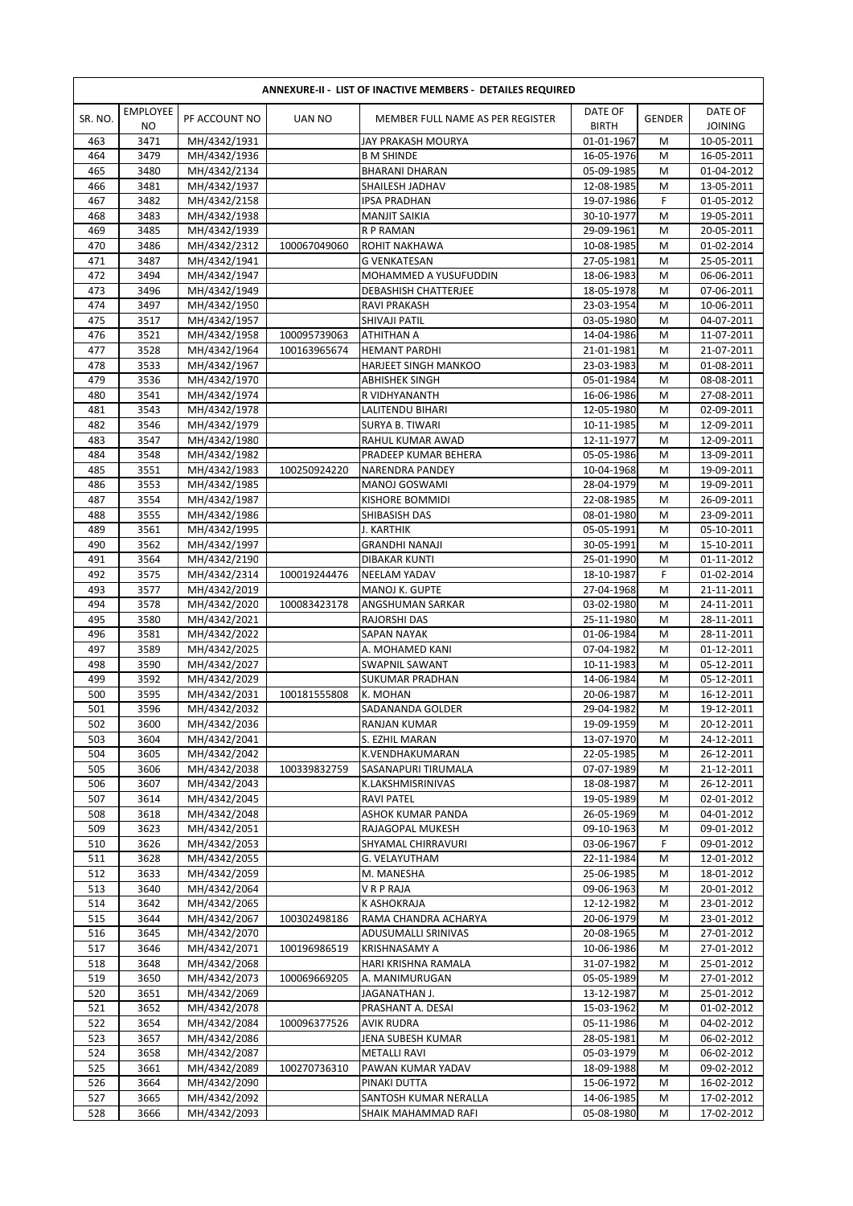| ANNEXURE-II - LIST OF INACTIVE MEMBERS - DETAILES REQUIRED | | | | | | | |
|---|---|---|---|---|---|---|---|
| SR. NO. | EMPLOYEE NO | PF ACCOUNT NO | UAN NO | MEMBER FULL NAME AS PER REGISTER | DATE OF BIRTH | GENDER | DATE OF JOINING |
| 463 | 3471 | MH/4342/1931 | | JAY PRAKASH MOURYA | 01-01-1967 | M | 10-05-2011 |
| 464 | 3479 | MH/4342/1936 | | B M SHINDE | 16-05-1976 | M | 16-05-2011 |
| 465 | 3480 | MH/4342/2134 | | BHARANI DHARAN | 05-09-1985 | M | 01-04-2012 |
| 466 | 3481 | MH/4342/1937 | | SHAILESH JADHAV | 12-08-1985 | M | 13-05-2011 |
| 467 | 3482 | MH/4342/2158 | | IPSA PRADHAN | 19-07-1986 | F | 01-05-2012 |
| 468 | 3483 | MH/4342/1938 | | MANJIT SAIKIA | 30-10-1977 | M | 19-05-2011 |
| 469 | 3485 | MH/4342/1939 | | R P RAMAN | 29-09-1961 | M | 20-05-2011 |
| 470 | 3486 | MH/4342/2312 | 100067049060 | ROHIT NAKHAWA | 10-08-1985 | M | 01-02-2014 |
| 471 | 3487 | MH/4342/1941 | | G VENKATESAN | 27-05-1981 | M | 25-05-2011 |
| 472 | 3494 | MH/4342/1947 | | MOHAMMED A YUSUFUDDIN | 18-06-1983 | M | 06-06-2011 |
| 473 | 3496 | MH/4342/1949 | | DEBASHISH CHATTERJEE | 18-05-1978 | M | 07-06-2011 |
| 474 | 3497 | MH/4342/1950 | | RAVI PRAKASH | 23-03-1954 | M | 10-06-2011 |
| 475 | 3517 | MH/4342/1957 | | SHIVAJI PATIL | 03-05-1980 | M | 04-07-2011 |
| 476 | 3521 | MH/4342/1958 | 100095739063 | ATHITHAN A | 14-04-1986 | M | 11-07-2011 |
| 477 | 3528 | MH/4342/1964 | 100163965674 | HEMANT PARDHI | 21-01-1981 | M | 21-07-2011 |
| 478 | 3533 | MH/4342/1967 | | HARJEET SINGH MANKOO | 23-03-1983 | M | 01-08-2011 |
| 479 | 3536 | MH/4342/1970 | | ABHISHEK SINGH | 05-01-1984 | M | 08-08-2011 |
| 480 | 3541 | MH/4342/1974 | | R VIDHYANANTH | 16-06-1986 | M | 27-08-2011 |
| 481 | 3543 | MH/4342/1978 | | LALITENDU BIHARI | 12-05-1980 | M | 02-09-2011 |
| 482 | 3546 | MH/4342/1979 | | SURYA B. TIWARI | 10-11-1985 | M | 12-09-2011 |
| 483 | 3547 | MH/4342/1980 | | RAHUL KUMAR AWAD | 12-11-1977 | M | 12-09-2011 |
| 484 | 3548 | MH/4342/1982 | | PRADEEP KUMAR BEHERA | 05-05-1986 | M | 13-09-2011 |
| 485 | 3551 | MH/4342/1983 | 100250924220 | NARENDRA PANDEY | 10-04-1968 | M | 19-09-2011 |
| 486 | 3553 | MH/4342/1985 | | MANOJ GOSWAMI | 28-04-1979 | M | 19-09-2011 |
| 487 | 3554 | MH/4342/1987 | | KISHORE BOMMIDI | 22-08-1985 | M | 26-09-2011 |
| 488 | 3555 | MH/4342/1986 | | SHIBASISH DAS | 08-01-1980 | M | 23-09-2011 |
| 489 | 3561 | MH/4342/1995 | | J. KARTHIK | 05-05-1991 | M | 05-10-2011 |
| 490 | 3562 | MH/4342/1997 | | GRANDHI NANAJI | 30-05-1991 | M | 15-10-2011 |
| 491 | 3564 | MH/4342/2190 | | DIBAKAR KUNTI | 25-01-1990 | M | 01-11-2012 |
| 492 | 3575 | MH/4342/2314 | 100019244476 | NEELAM YADAV | 18-10-1987 | F | 01-02-2014 |
| 493 | 3577 | MH/4342/2019 | | MANOJ K. GUPTE | 27-04-1968 | M | 21-11-2011 |
| 494 | 3578 | MH/4342/2020 | 100083423178 | ANGSHUMAN SARKAR | 03-02-1980 | M | 24-11-2011 |
| 495 | 3580 | MH/4342/2021 | | RAJORSHI DAS | 25-11-1980 | M | 28-11-2011 |
| 496 | 3581 | MH/4342/2022 | | SAPAN NAYAK | 01-06-1984 | M | 28-11-2011 |
| 497 | 3589 | MH/4342/2025 | | A. MOHAMED KANI | 07-04-1982 | M | 01-12-2011 |
| 498 | 3590 | MH/4342/2027 | | SWAPNIL SAWANT | 10-11-1983 | M | 05-12-2011 |
| 499 | 3592 | MH/4342/2029 | | SUKUMAR PRADHAN | 14-06-1984 | M | 05-12-2011 |
| 500 | 3595 | MH/4342/2031 | 100181555808 | K. MOHAN | 20-06-1987 | M | 16-12-2011 |
| 501 | 3596 | MH/4342/2032 | | SADANANDA GOLDER | 29-04-1982 | M | 19-12-2011 |
| 502 | 3600 | MH/4342/2036 | | RANJAN KUMAR | 19-09-1959 | M | 20-12-2011 |
| 503 | 3604 | MH/4342/2041 | | S. EZHIL MARAN | 13-07-1970 | M | 24-12-2011 |
| 504 | 3605 | MH/4342/2042 | | K.VENDHAKUMARAN | 22-05-1985 | M | 26-12-2011 |
| 505 | 3606 | MH/4342/2038 | 100339832759 | SASANAPURI TIRUMALA | 07-07-1989 | M | 21-12-2011 |
| 506 | 3607 | MH/4342/2043 | | K.LAKSHMISRINIVAS | 18-08-1987 | M | 26-12-2011 |
| 507 | 3614 | MH/4342/2045 | | RAVI PATEL | 19-05-1989 | M | 02-01-2012 |
| 508 | 3618 | MH/4342/2048 | | ASHOK KUMAR PANDA | 26-05-1969 | M | 04-01-2012 |
| 509 | 3623 | MH/4342/2051 | | RAJAGOPAL MUKESH | 09-10-1963 | M | 09-01-2012 |
| 510 | 3626 | MH/4342/2053 | | SHYAMAL CHIRRAVURI | 03-06-1967 | F | 09-01-2012 |
| 511 | 3628 | MH/4342/2055 | | G. VELAYUTHAM | 22-11-1984 | M | 12-01-2012 |
| 512 | 3633 | MH/4342/2059 | | M. MANESHA | 25-06-1985 | M | 18-01-2012 |
| 513 | 3640 | MH/4342/2064 | | V R P RAJA | 09-06-1963 | M | 20-01-2012 |
| 514 | 3642 | MH/4342/2065 | | K ASHOKRAJA | 12-12-1982 | M | 23-01-2012 |
| 515 | 3644 | MH/4342/2067 | 100302498186 | RAMA CHANDRA ACHARYA | 20-06-1979 | M | 23-01-2012 |
| 516 | 3645 | MH/4342/2070 | | ADUSUMALLI SRINIVAS | 20-08-1965 | M | 27-01-2012 |
| 517 | 3646 | MH/4342/2071 | 100196986519 | KRISHNASAMY A | 10-06-1986 | M | 27-01-2012 |
| 518 | 3648 | MH/4342/2068 | | HARI KRISHNA RAMALA | 31-07-1982 | M | 25-01-2012 |
| 519 | 3650 | MH/4342/2073 | 100069669205 | A. MANIMURUGAN | 05-05-1989 | M | 27-01-2012 |
| 520 | 3651 | MH/4342/2069 | | JAGANATHAN J. | 13-12-1987 | M | 25-01-2012 |
| 521 | 3652 | MH/4342/2078 | | PRASHANT A. DESAI | 15-03-1962 | M | 01-02-2012 |
| 522 | 3654 | MH/4342/2084 | 100096377526 | AVIK RUDRA | 05-11-1986 | M | 04-02-2012 |
| 523 | 3657 | MH/4342/2086 | | JENA SUBESH KUMAR | 28-05-1981 | M | 06-02-2012 |
| 524 | 3658 | MH/4342/2087 | | METALLI RAVI | 05-03-1979 | M | 06-02-2012 |
| 525 | 3661 | MH/4342/2089 | 100270736310 | PAWAN KUMAR YADAV | 18-09-1988 | M | 09-02-2012 |
| 526 | 3664 | MH/4342/2090 | | PINAKI DUTTA | 15-06-1972 | M | 16-02-2012 |
| 527 | 3665 | MH/4342/2092 | | SANTOSH KUMAR NERALLA | 14-06-1985 | M | 17-02-2012 |
| 528 | 3666 | MH/4342/2093 | | SHAIK MAHAMMAD RAFI | 05-08-1980 | M | 17-02-2012 |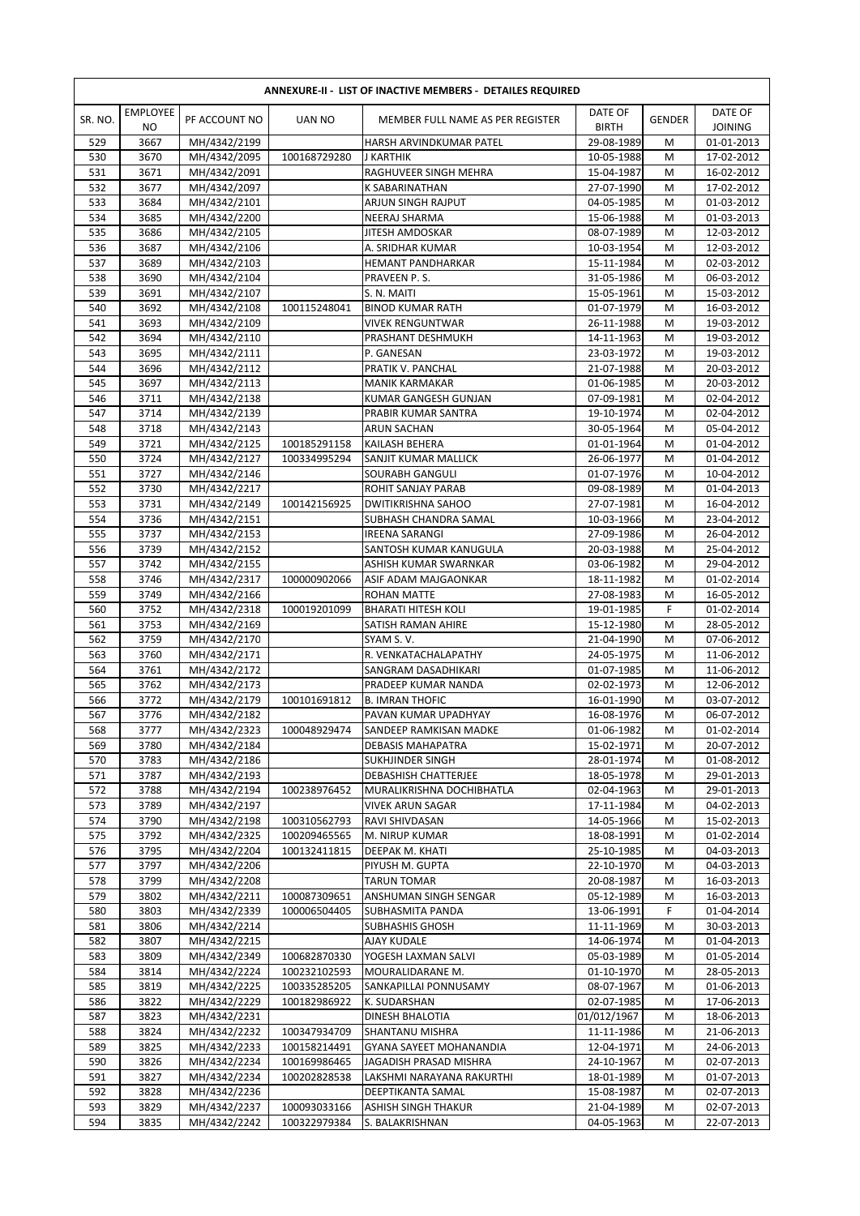| ANNEXURE-II - LIST OF INACTIVE MEMBERS - DETAILES REQUIRED | | | | | | | |
|---|---|---|---|---|---|---|---|
| SR. NO. | EMPLOYEE NO | PF ACCOUNT NO | UAN NO | MEMBER FULL NAME AS PER REGISTER | DATE OF BIRTH | GENDER | DATE OF JOINING |
| 529 | 3667 | MH/4342/2199 | | HARSH ARVINDKUMAR PATEL | 29-08-1989 | M | 01-01-2013 |
| 530 | 3670 | MH/4342/2095 | 100168729280 | J KARTHIK | 10-05-1988 | M | 17-02-2012 |
| 531 | 3671 | MH/4342/2091 | | RAGHUVEER SINGH MEHRA | 15-04-1987 | M | 16-02-2012 |
| 532 | 3677 | MH/4342/2097 | | K SABARINATHAN | 27-07-1990 | M | 17-02-2012 |
| 533 | 3684 | MH/4342/2101 | | ARJUN SINGH RAJPUT | 04-05-1985 | M | 01-03-2012 |
| 534 | 3685 | MH/4342/2200 | | NEERAJ SHARMA | 15-06-1988 | M | 01-03-2013 |
| 535 | 3686 | MH/4342/2105 | | JITESH AMDOSKAR | 08-07-1989 | M | 12-03-2012 |
| 536 | 3687 | MH/4342/2106 | | A. SRIDHAR KUMAR | 10-03-1954 | M | 12-03-2012 |
| 537 | 3689 | MH/4342/2103 | | HEMANT PANDHARKAR | 15-11-1984 | M | 02-03-2012 |
| 538 | 3690 | MH/4342/2104 | | PRAVEEN P. S. | 31-05-1986 | M | 06-03-2012 |
| 539 | 3691 | MH/4342/2107 | | S. N. MAITI | 15-05-1961 | M | 15-03-2012 |
| 540 | 3692 | MH/4342/2108 | 100115248041 | BINOD KUMAR RATH | 01-07-1979 | M | 16-03-2012 |
| 541 | 3693 | MH/4342/2109 | | VIVEK RENGUNTWAR | 26-11-1988 | M | 19-03-2012 |
| 542 | 3694 | MH/4342/2110 | | PRASHANT DESHMUKH | 14-11-1963 | M | 19-03-2012 |
| 543 | 3695 | MH/4342/2111 | | P. GANESAN | 23-03-1972 | M | 19-03-2012 |
| 544 | 3696 | MH/4342/2112 | | PRATIK V. PANCHAL | 21-07-1988 | M | 20-03-2012 |
| 545 | 3697 | MH/4342/2113 | | MANIK KARMAKAR | 01-06-1985 | M | 20-03-2012 |
| 546 | 3711 | MH/4342/2138 | | KUMAR GANGESH GUNJAN | 07-09-1981 | M | 02-04-2012 |
| 547 | 3714 | MH/4342/2139 | | PRABIR KUMAR SANTRA | 19-10-1974 | M | 02-04-2012 |
| 548 | 3718 | MH/4342/2143 | | ARUN SACHAN | 30-05-1964 | M | 05-04-2012 |
| 549 | 3721 | MH/4342/2125 | 100185291158 | KAILASH BEHERA | 01-01-1964 | M | 01-04-2012 |
| 550 | 3724 | MH/4342/2127 | 100334995294 | SANJIT KUMAR MALLICK | 26-06-1977 | M | 01-04-2012 |
| 551 | 3727 | MH/4342/2146 | | SOURABH GANGULI | 01-07-1976 | M | 10-04-2012 |
| 552 | 3730 | MH/4342/2217 | | ROHIT SANJAY PARAB | 09-08-1989 | M | 01-04-2013 |
| 553 | 3731 | MH/4342/2149 | 100142156925 | DWITIKRISHNA SAHOO | 27-07-1981 | M | 16-04-2012 |
| 554 | 3736 | MH/4342/2151 | | SUBHASH CHANDRA SAMAL | 10-03-1966 | M | 23-04-2012 |
| 555 | 3737 | MH/4342/2153 | | IREENA SARANGI | 27-09-1986 | M | 26-04-2012 |
| 556 | 3739 | MH/4342/2152 | | SANTOSH KUMAR KANUGULA | 20-03-1988 | M | 25-04-2012 |
| 557 | 3742 | MH/4342/2155 | | ASHISH KUMAR SWARNKAR | 03-06-1982 | M | 29-04-2012 |
| 558 | 3746 | MH/4342/2317 | 100000902066 | ASIF ADAM MAJGAONKAR | 18-11-1982 | M | 01-02-2014 |
| 559 | 3749 | MH/4342/2166 | | ROHAN MATTE | 27-08-1983 | M | 16-05-2012 |
| 560 | 3752 | MH/4342/2318 | 100019201099 | BHARATI HITESH KOLI | 19-01-1985 | F | 01-02-2014 |
| 561 | 3753 | MH/4342/2169 | | SATISH RAMAN AHIRE | 15-12-1980 | M | 28-05-2012 |
| 562 | 3759 | MH/4342/2170 | | SYAM S. V. | 21-04-1990 | M | 07-06-2012 |
| 563 | 3760 | MH/4342/2171 | | R. VENKATACHALAPATHY | 24-05-1975 | M | 11-06-2012 |
| 564 | 3761 | MH/4342/2172 | | SANGRAM DASADHIKARI | 01-07-1985 | M | 11-06-2012 |
| 565 | 3762 | MH/4342/2173 | | PRADEEP KUMAR NANDA | 02-02-1973 | M | 12-06-2012 |
| 566 | 3772 | MH/4342/2179 | 100101691812 | B. IMRAN THOFIC | 16-01-1990 | M | 03-07-2012 |
| 567 | 3776 | MH/4342/2182 | | PAVAN KUMAR UPADHYAY | 16-08-1976 | M | 06-07-2012 |
| 568 | 3777 | MH/4342/2323 | 100048929474 | SANDEEP RAMKISAN MADKE | 01-06-1982 | M | 01-02-2014 |
| 569 | 3780 | MH/4342/2184 | | DEBASIS MAHAPATRA | 15-02-1971 | M | 20-07-2012 |
| 570 | 3783 | MH/4342/2186 | | SUKHJINDER SINGH | 28-01-1974 | M | 01-08-2012 |
| 571 | 3787 | MH/4342/2193 | | DEBASHISH CHATTERJEE | 18-05-1978 | M | 29-01-2013 |
| 572 | 3788 | MH/4342/2194 | 100238976452 | MURALIKRISHNA DOCHIBHATLA | 02-04-1963 | M | 29-01-2013 |
| 573 | 3789 | MH/4342/2197 | | VIVEK ARUN SAGAR | 17-11-1984 | M | 04-02-2013 |
| 574 | 3790 | MH/4342/2198 | 100310562793 | RAVI SHIVDASAN | 14-05-1966 | M | 15-02-2013 |
| 575 | 3792 | MH/4342/2325 | 100209465565 | M. NIRUP KUMAR | 18-08-1991 | M | 01-02-2014 |
| 576 | 3795 | MH/4342/2204 | 100132411815 | DEEPAK M. KHATI | 25-10-1985 | M | 04-03-2013 |
| 577 | 3797 | MH/4342/2206 | | PIYUSH M. GUPTA | 22-10-1970 | M | 04-03-2013 |
| 578 | 3799 | MH/4342/2208 | | TARUN TOMAR | 20-08-1987 | M | 16-03-2013 |
| 579 | 3802 | MH/4342/2211 | 100087309651 | ANSHUMAN SINGH SENGAR | 05-12-1989 | M | 16-03-2013 |
| 580 | 3803 | MH/4342/2339 | 100006504405 | SUBHASMITA PANDA | 13-06-1991 | F | 01-04-2014 |
| 581 | 3806 | MH/4342/2214 | | SUBHASHIS GHOSH | 11-11-1969 | M | 30-03-2013 |
| 582 | 3807 | MH/4342/2215 | | AJAY KUDALE | 14-06-1974 | M | 01-04-2013 |
| 583 | 3809 | MH/4342/2349 | 100682870330 | YOGESH LAXMAN SALVI | 05-03-1989 | M | 01-05-2014 |
| 584 | 3814 | MH/4342/2224 | 100232102593 | MOURALIDARANE M. | 01-10-1970 | M | 28-05-2013 |
| 585 | 3819 | MH/4342/2225 | 100335285205 | SANKAPILLAI PONNUSAMY | 08-07-1967 | M | 01-06-2013 |
| 586 | 3822 | MH/4342/2229 | 100182986922 | K. SUDARSHAN | 02-07-1985 | M | 17-06-2013 |
| 587 | 3823 | MH/4342/2231 | | DINESH BHALOTIA | 01/012/1967 | M | 18-06-2013 |
| 588 | 3824 | MH/4342/2232 | 100347934709 | SHANTANU MISHRA | 11-11-1986 | M | 21-06-2013 |
| 589 | 3825 | MH/4342/2233 | 100158214491 | GYANA SAYEET MOHANANDIA | 12-04-1971 | M | 24-06-2013 |
| 590 | 3826 | MH/4342/2234 | 100169986465 | JAGADISH PRASAD MISHRA | 24-10-1967 | M | 02-07-2013 |
| 591 | 3827 | MH/4342/2234 | 100202828538 | LAKSHMI NARAYANA RAKURTHI | 18-01-1989 | M | 01-07-2013 |
| 592 | 3828 | MH/4342/2236 | | DEEPTIKANTA SAMAL | 15-08-1987 | M | 02-07-2013 |
| 593 | 3829 | MH/4342/2237 | 100093033166 | ASHISH SINGH THAKUR | 21-04-1989 | M | 02-07-2013 |
| 594 | 3835 | MH/4342/2242 | 100322979384 | S. BALAKRISHNAN | 04-05-1963 | M | 22-07-2013 |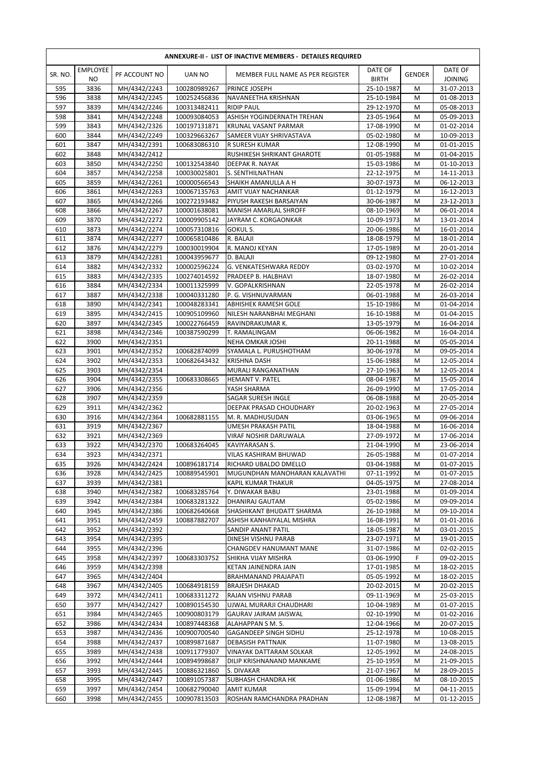| ANNEXURE-II - LIST OF INACTIVE MEMBERS - DETAILES REQUIRED | | | | | | | |
|---|---|---|---|---|---|---|---|
| SR. NO. | EMPLOYEE NO | PF ACCOUNT NO | UAN NO | MEMBER FULL NAME AS PER REGISTER | DATE OF BIRTH | GENDER | DATE OF JOINING |
| 595 | 3836 | MH/4342/2243 | 100280989267 | PRINCE JOSEPH | 25-10-1987 | M | 31-07-2013 |
| 596 | 3838 | MH/4342/2245 | 100252456836 | NAVANEETHA KRISHNAN | 25-10-1984 | M | 01-08-2013 |
| 597 | 3839 | MH/4342/2246 | 100313482411 | RIDIP PAUL | 29-12-1970 | M | 05-08-2013 |
| 598 | 3841 | MH/4342/2248 | 100093084053 | ASHISH YOGINDERNATH TREHAN | 23-05-1964 | M | 05-09-2013 |
| 599 | 3843 | MH/4342/2326 | 100197131871 | KRUNAL VASANT PARMAR | 17-08-1990 | M | 01-02-2014 |
| 600 | 3844 | MH/4342/2249 | 100329663267 | SAMEER VIJAY SHRIVASTAVA | 05-02-1980 | M | 10-09-2013 |
| 601 | 3847 | MH/4342/2391 | 100683086310 | R SURESH KUMAR | 12-08-1990 | M | 01-01-2015 |
| 602 | 3848 | MH/4342/2412 | | RUSHIKESH SHRIKANT GHAROTE | 01-05-1988 | M | 01-04-2015 |
| 603 | 3850 | MH/4342/2250 | 100132543840 | DEEPAK R. NAYAK | 15-03-1986 | M | 01-10-2013 |
| 604 | 3857 | MH/4342/2258 | 100030025801 | S. SENTHILNATHAN | 22-12-1975 | M | 14-11-2013 |
| 605 | 3859 | MH/4342/2261 | 100000566543 | SHAIKH AMANULLA A H | 30-07-1973 | M | 06-12-2013 |
| 606 | 3861 | MH/4342/2263 | 100067135763 | AMIT VIJAY NACHANKAR | 01-12-1979 | M | 16-12-2013 |
| 607 | 3865 | MH/4342/2266 | 100272193482 | PIYUSH RAKESH BARSAIYAN | 30-06-1987 | M | 23-12-2013 |
| 608 | 3866 | MH/4342/2267 | 100001638081 | MANISH AMARLAL SHROFF | 08-10-1969 | M | 06-01-2014 |
| 609 | 3870 | MH/4342/2272 | 100009905142 | JAYRAM C. KORGAONKAR | 10-09-1973 | M | 13-01-2014 |
| 610 | 3873 | MH/4342/2274 | 100057310816 | GOKUL S. | 20-06-1986 | M | 16-01-2014 |
| 611 | 3874 | MH/4342/2277 | 100065810486 | R. BALAJI | 18-08-1979 | M | 18-01-2014 |
| 612 | 3876 | MH/4342/2279 | 100030019904 | R. MANOJ KEYAN | 17-05-1989 | M | 20-01-2014 |
| 613 | 3879 | MH/4342/2281 | 100043959677 | D. BALAJI | 09-12-1980 | M | 27-01-2014 |
| 614 | 3882 | MH/4342/2332 | 100002596224 | G. VENKATESHWARA REDDY | 03-02-1970 | M | 10-02-2014 |
| 615 | 3883 | MH/4342/2335 | 100274014592 | PRADEEP B. HALBHAVI | 18-07-1980 | M | 26-02-2014 |
| 616 | 3884 | MH/4342/2334 | 100011325999 | V. GOPALKRISHNAN | 22-05-1978 | M | 26-02-2014 |
| 617 | 3887 | MH/4342/2338 | 100040331280 | P. G. VISHNUVARMAN | 06-01-1988 | M | 26-03-2014 |
| 618 | 3890 | MH/4342/2341 | 100048283341 | ABHISHEK RAMESH GOLE | 15-10-1986 | M | 01-04-2014 |
| 619 | 3895 | MH/4342/2415 | 100905109960 | NILESH NARANBHAI MEGHANI | 16-10-1988 | M | 01-04-2015 |
| 620 | 3897 | MH/4342/2345 | 100022766459 | RAVINDRAKUMAR K. | 13-05-1979 | M | 16-04-2014 |
| 621 | 3898 | MH/4342/2346 | 100387590299 | T. RAMALINGAM | 06-06-1982 | M | 16-04-2014 |
| 622 | 3900 | MH/4342/2351 | | NEHA OMKAR JOSHI | 20-11-1988 | M | 05-05-2014 |
| 623 | 3901 | MH/4342/2352 | 100682874099 | SYAMALA L. PURUSHOTHAM | 30-06-1978 | M | 09-05-2014 |
| 624 | 3902 | MH/4342/2353 | 100682643432 | KRISHNA DASH | 15-06-1988 | M | 12-05-2014 |
| 625 | 3903 | MH/4342/2354 | | MURALI RANGANATHAN | 27-10-1963 | M | 12-05-2014 |
| 626 | 3904 | MH/4342/2355 | 100683308665 | HEMANT V. PATEL | 08-04-1987 | M | 15-05-2014 |
| 627 | 3906 | MH/4342/2356 | | YASH SHARMA | 26-09-1990 | M | 17-05-2014 |
| 628 | 3907 | MH/4342/2359 | | SAGAR SURESH INGLE | 06-08-1988 | M | 20-05-2014 |
| 629 | 3911 | MH/4342/2362 | | DEEPAK PRASAD CHOUDHARY | 20-02-1963 | M | 27-05-2014 |
| 630 | 3916 | MH/4342/2364 | 100682881155 | M. R. MADHUSUDAN | 03-06-1965 | M | 09-06-2014 |
| 631 | 3919 | MH/4342/2367 | | UMESH PRAKASH PATIL | 18-04-1988 | M | 16-06-2014 |
| 632 | 3921 | MH/4342/2369 | | VIRAF NOSHIR DARUWALA | 27-09-1972 | M | 17-06-2014 |
| 633 | 3922 | MH/4342/2370 | 100683264045 | KAVIYARASAN S. | 21-04-1990 | M | 23-06-2014 |
| 634 | 3923 | MH/4342/2371 | | VILAS KASHIRAM BHUWAD | 26-05-1988 | M | 01-07-2014 |
| 635 | 3926 | MH/4342/2424 | 100896181714 | RICHARD UBALDO DMELLO | 03-04-1988 | M | 01-07-2015 |
| 636 | 3928 | MH/4342/2425 | 100889545901 | MUGUNDHAN MANOHARAN KALAVATHI | 07-11-1992 | M | 01-07-2015 |
| 637 | 3939 | MH/4342/2381 | | KAPIL KUMAR THAKUR | 04-05-1975 | M | 27-08-2014 |
| 638 | 3940 | MH/4342/2382 | 100683285764 | Y. DIWAKAR BABU | 23-01-1988 | M | 01-09-2014 |
| 639 | 3942 | MH/4342/2384 | 100683281322 | DHANIRAJ GAUTAM | 05-02-1986 | M | 09-09-2014 |
| 640 | 3945 | MH/4342/2386 | 100682640668 | SHASHIKANT BHUDATT SHARMA | 26-10-1988 | M | 09-10-2014 |
| 641 | 3951 | MH/4342/2459 | 100887882707 | ASHISH KANHAIYALAL MISHRA | 16-08-1991 | M | 01-01-2016 |
| 642 | 3952 | MH/4342/2392 | | SANDIP ANANT PATIL | 18-05-1987 | M | 03-01-2015 |
| 643 | 3954 | MH/4342/2395 | | DINESH VISHNU PARAB | 23-07-1971 | M | 19-01-2015 |
| 644 | 3955 | MH/4342/2396 | | CHANGDEV HANUMANT MANE | 31-07-1986 | M | 02-02-2015 |
| 645 | 3958 | MH/4342/2397 | 100683303752 | SHIKHA VIJAY MISHRA | 03-06-1990 | F | 09-02-2015 |
| 646 | 3959 | MH/4342/2398 | | KETAN JAINENDRA JAIN | 17-01-1985 | M | 18-02-2015 |
| 647 | 3965 | MH/4342/2404 | | BRAHMANAND PRAJAPATI | 05-05-1992 | M | 18-02-2015 |
| 648 | 3967 | MH/4342/2405 | 100684918159 | BRAJESH DHAKAD | 20-02-2015 | M | 20-02-2015 |
| 649 | 3972 | MH/4342/2411 | 100683311272 | RAJAN VISHNU PARAB | 09-11-1969 | M | 25-03-2015 |
| 650 | 3977 | MH/4342/2427 | 100890154530 | UJWAL MURARJI CHAUDHARI | 10-04-1989 | M | 01-07-2015 |
| 651 | 3984 | MH/4342/2465 | 100900803179 | GAURAV JAIRAM JAISWAL | 02-10-1990 | M | 01-02-2016 |
| 652 | 3986 | MH/4342/2434 | 100897448368 | ALAHAPPAN S M. S. | 12-04-1966 | M | 20-07-2015 |
| 653 | 3987 | MH/4342/2436 | 100900700540 | GAGANDEEP SINGH SIDHU | 25-12-1978 | M | 10-08-2015 |
| 654 | 3988 | MH/4342/2437 | 100899871687 | DEBASISH PATTNAIK | 11-07-1980 | M | 13-08-2015 |
| 655 | 3989 | MH/4342/2438 | 100911779307 | VINAYAK DATTARAM SOLKAR | 12-05-1992 | M | 24-08-2015 |
| 656 | 3992 | MH/4342/2444 | 100894998687 | DILIP KRISHNANAND MANKAME | 25-10-1959 | M | 21-09-2015 |
| 657 | 3993 | MH/4342/2445 | 100886321860 | S. DIVAKAR | 21-07-1967 | M | 28-09-2015 |
| 658 | 3995 | MH/4342/2447 | 100891057387 | SUBHASH CHANDRA HK | 01-06-1986 | M | 08-10-2015 |
| 659 | 3997 | MH/4342/2454 | 100682790040 | AMIT KUMAR | 15-09-1994 | M | 04-11-2015 |
| 660 | 3998 | MH/4342/2455 | 100907813503 | ROSHAN RAMCHANDRA PRADHAN | 12-08-1987 | M | 01-12-2015 |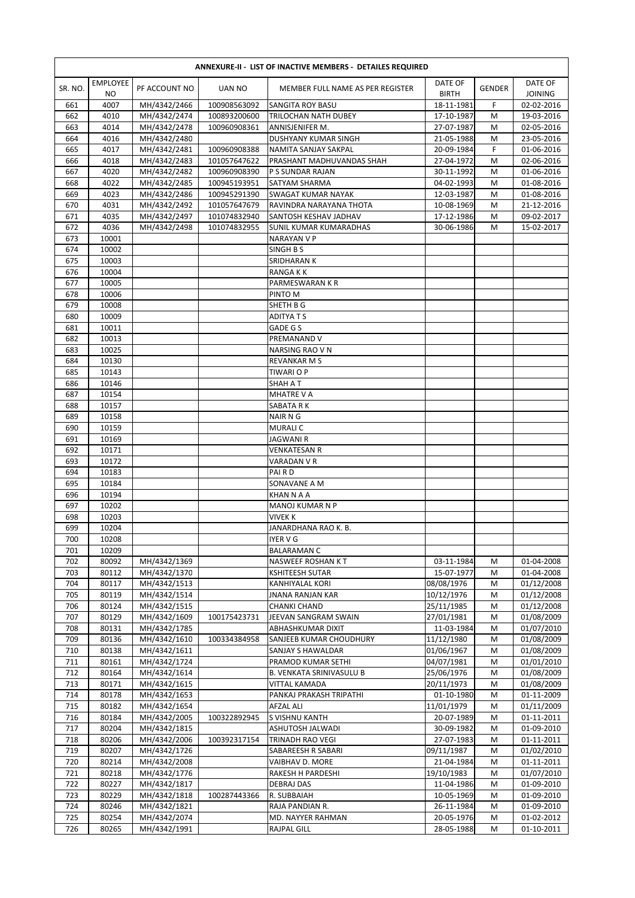| ANNEXURE-II - LIST OF INACTIVE MEMBERS - DETAILES REQUIRED | | | | | | | |
|---|---|---|---|---|---|---|---|
| SR. NO. | EMPLOYEE NO | PF ACCOUNT NO | UAN NO | MEMBER FULL NAME AS PER REGISTER | DATE OF BIRTH | GENDER | DATE OF JOINING |
| 661 | 4007 | MH/4342/2466 | 100908563092 | SANGITA ROY BASU | 18-11-1981 | F | 02-02-2016 |
| 662 | 4010 | MH/4342/2474 | 100893200600 | TRILOCHAN NATH DUBEY | 17-10-1987 | M | 19-03-2016 |
| 663 | 4014 | MH/4342/2478 | 100960908361 | ANNISJENIFER M. | 27-07-1987 | M | 02-05-2016 |
| 664 | 4016 | MH/4342/2480 | | DUSHYANY KUMAR SINGH | 21-05-1988 | M | 23-05-2016 |
| 665 | 4017 | MH/4342/2481 | 100960908388 | NAMITA SANJAY SAKPAL | 20-09-1984 | F | 01-06-2016 |
| 666 | 4018 | MH/4342/2483 | 101057647622 | PRASHANT MADHUVANDAS SHAH | 27-04-1972 | M | 02-06-2016 |
| 667 | 4020 | MH/4342/2482 | 100960908390 | P S SUNDAR RAJAN | 30-11-1992 | M | 01-06-2016 |
| 668 | 4022 | MH/4342/2485 | 100945193951 | SATYAM SHARMA | 04-02-1993 | M | 01-08-2016 |
| 669 | 4023 | MH/4342/2486 | 100945291390 | SWAGAT KUMAR NAYAK | 12-03-1987 | M | 01-08-2016 |
| 670 | 4031 | MH/4342/2492 | 101057647679 | RAVINDRA NARAYANA THOTA | 10-08-1969 | M | 21-12-2016 |
| 671 | 4035 | MH/4342/2497 | 101074832940 | SANTOSH KESHAV JADHAV | 17-12-1986 | M | 09-02-2017 |
| 672 | 4036 | MH/4342/2498 | 101074832955 | SUNIL KUMAR KUMARADHAS | 30-06-1986 | M | 15-02-2017 |
| 673 | 10001 | | | NARAYAN V P | | | |
| 674 | 10002 | | | SINGH B S | | | |
| 675 | 10003 | | | SRIDHARAN K | | | |
| 676 | 10004 | | | RANGA K K | | | |
| 677 | 10005 | | | PARMESWARAN K R | | | |
| 678 | 10006 | | | PINTO M | | | |
| 679 | 10008 | | | SHETH B G | | | |
| 680 | 10009 | | | ADITYA T S | | | |
| 681 | 10011 | | | GADE G S | | | |
| 682 | 10013 | | | PREMANAND V | | | |
| 683 | 10025 | | | NARSING RAO V N | | | |
| 684 | 10130 | | | REVANKAR M S | | | |
| 685 | 10143 | | | TIWARI O P | | | |
| 686 | 10146 | | | SHAH A T | | | |
| 687 | 10154 | | | MHATRE V A | | | |
| 688 | 10157 | | | SABATA R K | | | |
| 689 | 10158 | | | NAIR N G | | | |
| 690 | 10159 | | | MURALI C | | | |
| 691 | 10169 | | | JAGWANI R | | | |
| 692 | 10171 | | | VENKATESAN R | | | |
| 693 | 10172 | | | VARADAN V R | | | |
| 694 | 10183 | | | PAI R D | | | |
| 695 | 10184 | | | SONAVANE A M | | | |
| 696 | 10194 | | | KHAN N A A | | | |
| 697 | 10202 | | | MANOJ KUMAR N P | | | |
| 698 | 10203 | | | VIVEK K | | | |
| 699 | 10204 | | | JANARDHANA RAO K. B. | | | |
| 700 | 10208 | | | IYER V G | | | |
| 701 | 10209 | | | BALARAMAN C | | | |
| 702 | 80092 | MH/4342/1369 | | NASWEEF ROSHAN K T | 03-11-1984 | M | 01-04-2008 |
| 703 | 80112 | MH/4342/1370 | | KSHITEESH SUTAR | 15-07-1977 | M | 01-04-2008 |
| 704 | 80117 | MH/4342/1513 | | KANHIYALAL KORI | 08/08/1976 | M | 01/12/2008 |
| 705 | 80119 | MH/4342/1514 | | JNANA RANJAN KAR | 10/12/1976 | M | 01/12/2008 |
| 706 | 80124 | MH/4342/1515 | | CHANKI CHAND | 25/11/1985 | M | 01/12/2008 |
| 707 | 80129 | MH/4342/1609 | 100175423731 | JEEVAN SANGRAM SWAIN | 27/01/1981 | M | 01/08/2009 |
| 708 | 80131 | MH/4342/1785 | | ABHASHKUMAR DIXIT | 11-03-1984 | M | 01/07/2010 |
| 709 | 80136 | MH/4342/1610 | 100334384958 | SANJEEB KUMAR CHOUDHURY | 11/12/1980 | M | 01/08/2009 |
| 710 | 80138 | MH/4342/1611 | | SANJAY S HAWALDAR | 01/06/1967 | M | 01/08/2009 |
| 711 | 80161 | MH/4342/1724 | | PRAMOD KUMAR SETHI | 04/07/1981 | M | 01/01/2010 |
| 712 | 80164 | MH/4342/1614 | | B. VENKATA SRINIVASULU B | 25/06/1976 | M | 01/08/2009 |
| 713 | 80171 | MH/4342/1615 | | VITTAL KAMADA | 20/11/1973 | M | 01/08/2009 |
| 714 | 80178 | MH/4342/1653 | | PANKAJ PRAKASH TRIPATHI | 01-10-1980 | M | 01-11-2009 |
| 715 | 80182 | MH/4342/1654 | | AFZAL ALI | 11/01/1979 | M | 01/11/2009 |
| 716 | 80184 | MH/4342/2005 | 100322892945 | S VISHNU KANTH | 20-07-1989 | M | 01-11-2011 |
| 717 | 80204 | MH/4342/1815 | | ASHUTOSH JALWADI | 30-09-1982 | M | 01-09-2010 |
| 718 | 80206 | MH/4342/2006 | 100392317154 | TRINADH RAO VEGI | 27-07-1983 | M | 01-11-2011 |
| 719 | 80207 | MH/4342/1726 | | SABAREESH R SABARI | 09/11/1987 | M | 01/02/2010 |
| 720 | 80214 | MH/4342/2008 | | VAIBHAV D. MORE | 21-04-1984 | M | 01-11-2011 |
| 721 | 80218 | MH/4342/1776 | | RAKESH H PARDESHI | 19/10/1983 | M | 01/07/2010 |
| 722 | 80227 | MH/4342/1817 | | DEBRAJ DAS | 11-04-1986 | M | 01-09-2010 |
| 723 | 80229 | MH/4342/1818 | 100287443366 | R. SUBBAIAH | 10-05-1969 | M | 01-09-2010 |
| 724 | 80246 | MH/4342/1821 | | RAJA PANDIAN R. | 26-11-1984 | M | 01-09-2010 |
| 725 | 80254 | MH/4342/2074 | | MD. NAYYER RAHMAN | 20-05-1976 | M | 01-02-2012 |
| 726 | 80265 | MH/4342/1991 | | RAJPAL GILL | 28-05-1988 | M | 01-10-2011 |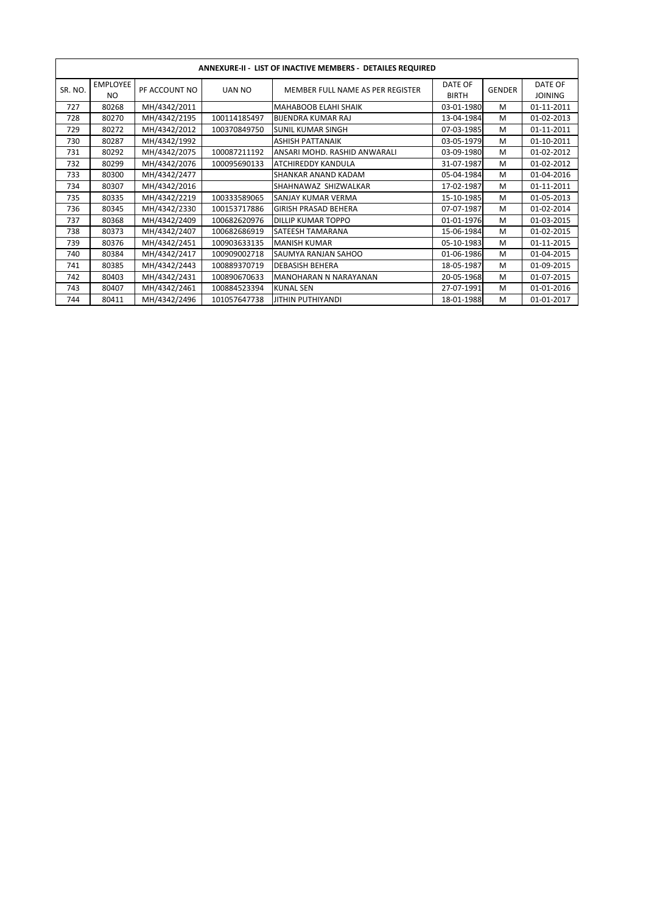| ANNEXURE-II - LIST OF INACTIVE MEMBERS - DETAILES REQUIRED | | | | | | | |
|---|---|---|---|---|---|---|---|
| SR. NO. | EMPLOYEE NO | PF ACCOUNT NO | UAN NO | MEMBER FULL NAME AS PER REGISTER | DATE OF BIRTH | GENDER | DATE OF JOINING |
| 727 | 80268 | MH/4342/2011 | | MAHABOOB ELAHI SHAIK | 03-01-1980 | M | 01-11-2011 |
| 728 | 80270 | MH/4342/2195 | 100114185497 | BIJENDRA KUMAR RAJ | 13-04-1984 | M | 01-02-2013 |
| 729 | 80272 | MH/4342/2012 | 100370849750 | SUNIL KUMAR SINGH | 07-03-1985 | M | 01-11-2011 |
| 730 | 80287 | MH/4342/1992 | | ASHISH PATTANAIK | 03-05-1979 | M | 01-10-2011 |
| 731 | 80292 | MH/4342/2075 | 100087211192 | ANSARI MOHD. RASHID ANWARALI | 03-09-1980 | M | 01-02-2012 |
| 732 | 80299 | MH/4342/2076 | 100095690133 | ATCHIREDDY KANDULA | 31-07-1987 | M | 01-02-2012 |
| 733 | 80300 | MH/4342/2477 | | SHANKAR ANAND KADAM | 05-04-1984 | M | 01-04-2016 |
| 734 | 80307 | MH/4342/2016 | | SHAHNAWAZ SHIZWALKAR | 17-02-1987 | M | 01-11-2011 |
| 735 | 80335 | MH/4342/2219 | 100333589065 | SANJAY KUMAR VERMA | 15-10-1985 | M | 01-05-2013 |
| 736 | 80345 | MH/4342/2330 | 100153717886 | GIRISH PRASAD BEHERA | 07-07-1987 | M | 01-02-2014 |
| 737 | 80368 | MH/4342/2409 | 100682620976 | DILLIP KUMAR TOPPO | 01-01-1976 | M | 01-03-2015 |
| 738 | 80373 | MH/4342/2407 | 100682686919 | SATEESH TAMARANA | 15-06-1984 | M | 01-02-2015 |
| 739 | 80376 | MH/4342/2451 | 100903633135 | MANISH KUMAR | 05-10-1983 | M | 01-11-2015 |
| 740 | 80384 | MH/4342/2417 | 100909002718 | SAUMYA RANJAN SAHOO | 01-06-1986 | M | 01-04-2015 |
| 741 | 80385 | MH/4342/2443 | 100889370719 | DEBASISH BEHERA | 18-05-1987 | M | 01-09-2015 |
| 742 | 80403 | MH/4342/2431 | 100890670633 | MANOHARAN N NARAYANAN | 20-05-1968 | M | 01-07-2015 |
| 743 | 80407 | MH/4342/2461 | 100884523394 | KUNAL SEN | 27-07-1991 | M | 01-01-2016 |
| 744 | 80411 | MH/4342/2496 | 101057647738 | JITHIN PUTHIYANDI | 18-01-1988 | M | 01-01-2017 |